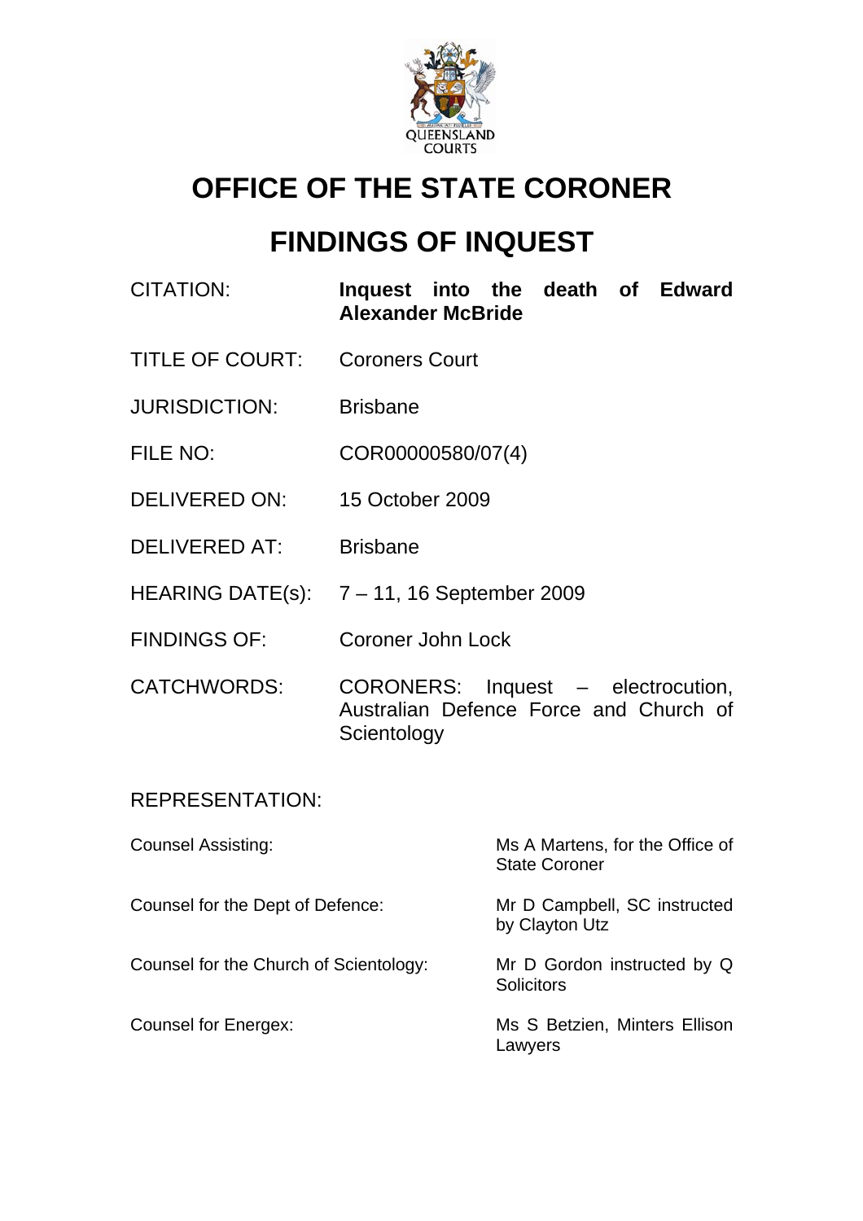QUEENSLAND COURTS

# OFFICE OF THE STATE CORONER

# FINDINGS OF INQUEST

| | |
|---|---|
| CITATION: | **Inquest into the death of Edward Alexander McBride** |
| TITLE OF COURT: | Coroners Court |
| JURISDICTION: | Brisbane |
| FILE NO: | COR00000580/07(4) |
| DELIVERED ON: | 15 October 2009 |
| DELIVERED AT: | Brisbane |
| HEARING DATE(s): | 7 – 11, 16 September 2009 |
| FINDINGS OF: | Coroner John Lock |
| CATCHWORDS: | CORONERS: Inquest – electrocution, Australian Defence Force and Church of Scientology |

REPRESENTATION:

| | |
|---|---|
| Counsel Assisting: | Ms A Martens, for the Office of State Coroner |
| Counsel for the Dept of Defence: | Mr D Campbell, SC instructed by Clayton Utz |
| Counsel for the Church of Scientology: | Mr D Gordon instructed by Q Solicitors |
| Counsel for Energex: | Ms S Betzien, Minters Ellison Lawyers |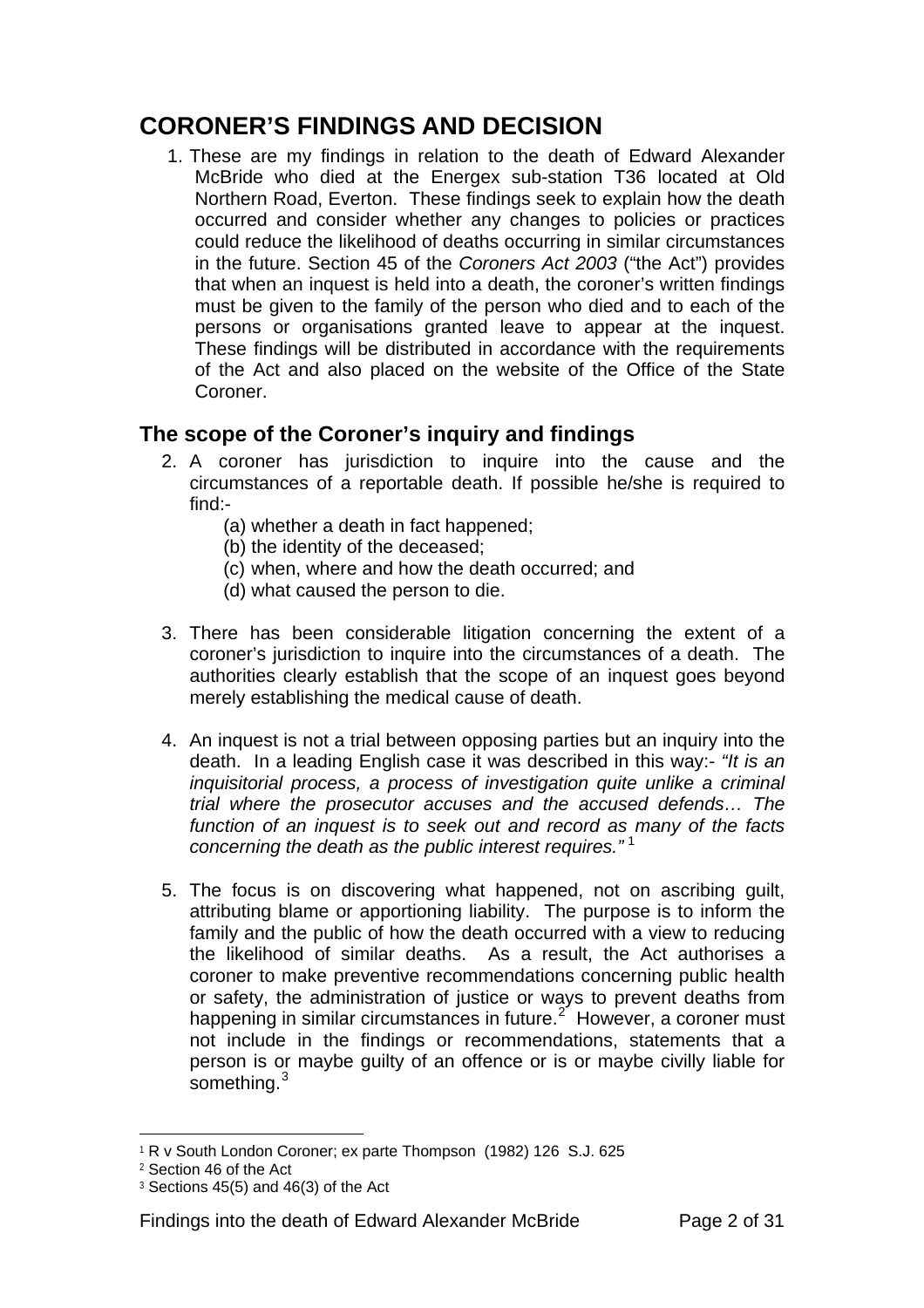# CORONER'S FINDINGS AND DECISION

1. These are my findings in relation to the death of Edward Alexander McBride who died at the Energex sub-station T36 located at Old Northern Road, Everton. These findings seek to explain how the death occurred and consider whether any changes to policies or practices could reduce the likelihood of deaths occurring in similar circumstances in the future. Section 45 of the *Coroners Act 2003* ("the Act") provides that when an inquest is held into a death, the coroner's written findings must be given to the family of the person who died and to each of the persons or organisations granted leave to appear at the inquest. These findings will be distributed in accordance with the requirements of the Act and also placed on the website of the Office of the State Coroner.

## The scope of the Coroner's inquiry and findings

2. A coroner has jurisdiction to inquire into the cause and the circumstances of a reportable death. If possible he/she is required to find:-
   (a) whether a death in fact happened;
   (b) the identity of the deceased;
   (c) when, where and how the death occurred; and
   (d) what caused the person to die.

3. There has been considerable litigation concerning the extent of a coroner's jurisdiction to inquire into the circumstances of a death. The authorities clearly establish that the scope of an inquest goes beyond merely establishing the medical cause of death.

4. An inquest is not a trial between opposing parties but an inquiry into the death. In a leading English case it was described in this way:- *"It is an inquisitorial process, a process of investigation quite unlike a criminal trial where the prosecutor accuses and the accused defends… The function of an inquest is to seek out and record as many of the facts concerning the death as the public interest requires."* [1]

5. The focus is on discovering what happened, not on ascribing guilt, attributing blame or apportioning liability. The purpose is to inform the family and the public of how the death occurred with a view to reducing the likelihood of similar deaths. As a result, the Act authorises a coroner to make preventive recommendations concerning public health or safety, the administration of justice or ways to prevent deaths from happening in similar circumstances in future.[2] However, a coroner must not include in the findings or recommendations, statements that a person is or maybe guilty of an offence or is or maybe civilly liable for something.[3]

---

[1] R v South London Coroner; ex parte Thompson (1982) 126 S.J. 625

[2] Section 46 of the Act

[3] Sections 45(5) and 46(3) of the Act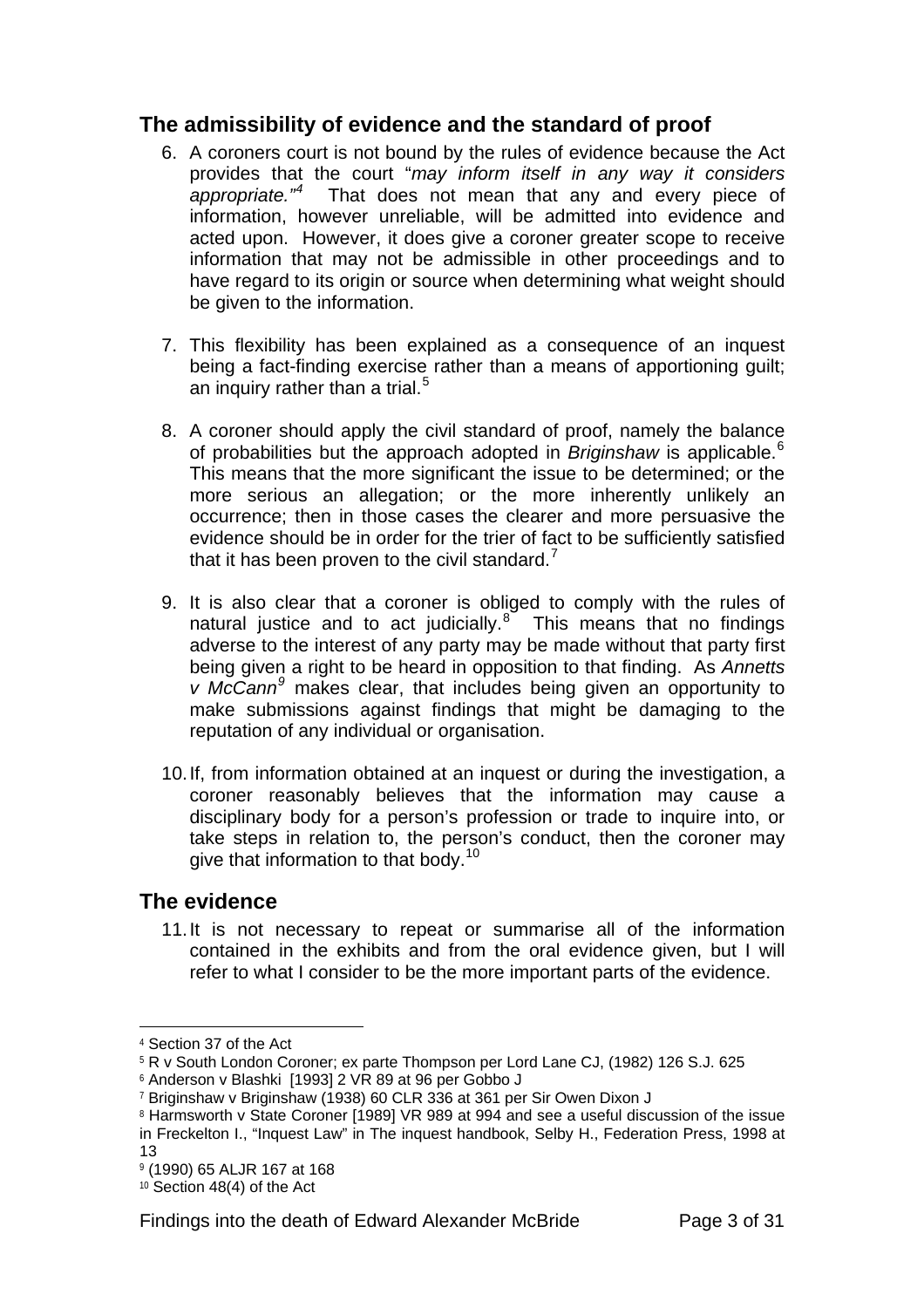## The admissibility of evidence and the standard of proof

6. A coroners court is not bound by the rules of evidence because the Act provides that the court "*may inform itself in any way it considers appropriate.*"[4] That does not mean that any and every piece of information, however unreliable, will be admitted into evidence and acted upon. However, it does give a coroner greater scope to receive information that may not be admissible in other proceedings and to have regard to its origin or source when determining what weight should be given to the information.

7. This flexibility has been explained as a consequence of an inquest being a fact-finding exercise rather than a means of apportioning guilt; an inquiry rather than a trial.[5]

8. A coroner should apply the civil standard of proof, namely the balance of probabilities but the approach adopted in *Briginshaw* is applicable.[6] This means that the more significant the issue to be determined; or the more serious an allegation; or the more inherently unlikely an occurrence; then in those cases the clearer and more persuasive the evidence should be in order for the trier of fact to be sufficiently satisfied that it has been proven to the civil standard.[7]

9. It is also clear that a coroner is obliged to comply with the rules of natural justice and to act judicially.[8] This means that no findings adverse to the interest of any party may be made without that party first being given a right to be heard in opposition to that finding. As *Annetts v McCann*[9] makes clear, that includes being given an opportunity to make submissions against findings that might be damaging to the reputation of any individual or organisation.

10. If, from information obtained at an inquest or during the investigation, a coroner reasonably believes that the information may cause a disciplinary body for a person's profession or trade to inquire into, or take steps in relation to, the person's conduct, then the coroner may give that information to that body.[10]

## The evidence

11. It is not necessary to repeat or summarise all of the information contained in the exhibits and from the oral evidence given, but I will refer to what I consider to be the more important parts of the evidence.

---

[4] Section 37 of the Act

[5] R v South London Coroner; ex parte Thompson per Lord Lane CJ, (1982) 126 S.J. 625

[6] Anderson v Blashki [1993] 2 VR 89 at 96 per Gobbo J

[7] Briginshaw v Briginshaw (1938) 60 CLR 336 at 361 per Sir Owen Dixon J

[8] Harmsworth v State Coroner [1989] VR 989 at 994 and see a useful discussion of the issue in Freckelton I., "Inquest Law" in The inquest handbook, Selby H., Federation Press, 1998 at 13

[9] (1990) 65 ALJR 167 at 168

[10] Section 48(4) of the Act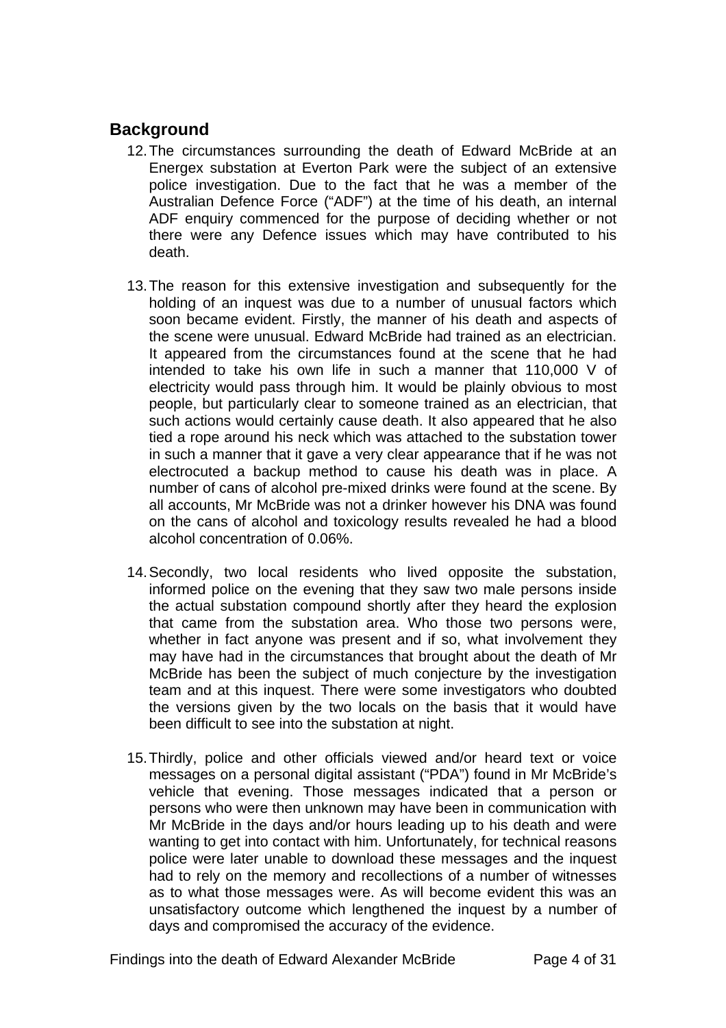## Background

12. The circumstances surrounding the death of Edward McBride at an Energex substation at Everton Park were the subject of an extensive police investigation. Due to the fact that he was a member of the Australian Defence Force ("ADF") at the time of his death, an internal ADF enquiry commenced for the purpose of deciding whether or not there were any Defence issues which may have contributed to his death.

13. The reason for this extensive investigation and subsequently for the holding of an inquest was due to a number of unusual factors which soon became evident. Firstly, the manner of his death and aspects of the scene were unusual. Edward McBride had trained as an electrician. It appeared from the circumstances found at the scene that he had intended to take his own life in such a manner that 110,000 V of electricity would pass through him. It would be plainly obvious to most people, but particularly clear to someone trained as an electrician, that such actions would certainly cause death. It also appeared that he also tied a rope around his neck which was attached to the substation tower in such a manner that it gave a very clear appearance that if he was not electrocuted a backup method to cause his death was in place. A number of cans of alcohol pre-mixed drinks were found at the scene. By all accounts, Mr McBride was not a drinker however his DNA was found on the cans of alcohol and toxicology results revealed he had a blood alcohol concentration of 0.06%.

14. Secondly, two local residents who lived opposite the substation, informed police on the evening that they saw two male persons inside the actual substation compound shortly after they heard the explosion that came from the substation area. Who those two persons were, whether in fact anyone was present and if so, what involvement they may have had in the circumstances that brought about the death of Mr McBride has been the subject of much conjecture by the investigation team and at this inquest. There were some investigators who doubted the versions given by the two locals on the basis that it would have been difficult to see into the substation at night.

15. Thirdly, police and other officials viewed and/or heard text or voice messages on a personal digital assistant ("PDA") found in Mr McBride's vehicle that evening. Those messages indicated that a person or persons who were then unknown may have been in communication with Mr McBride in the days and/or hours leading up to his death and were wanting to get into contact with him. Unfortunately, for technical reasons police were later unable to download these messages and the inquest had to rely on the memory and recollections of a number of witnesses as to what those messages were. As will become evident this was an unsatisfactory outcome which lengthened the inquest by a number of days and compromised the accuracy of the evidence.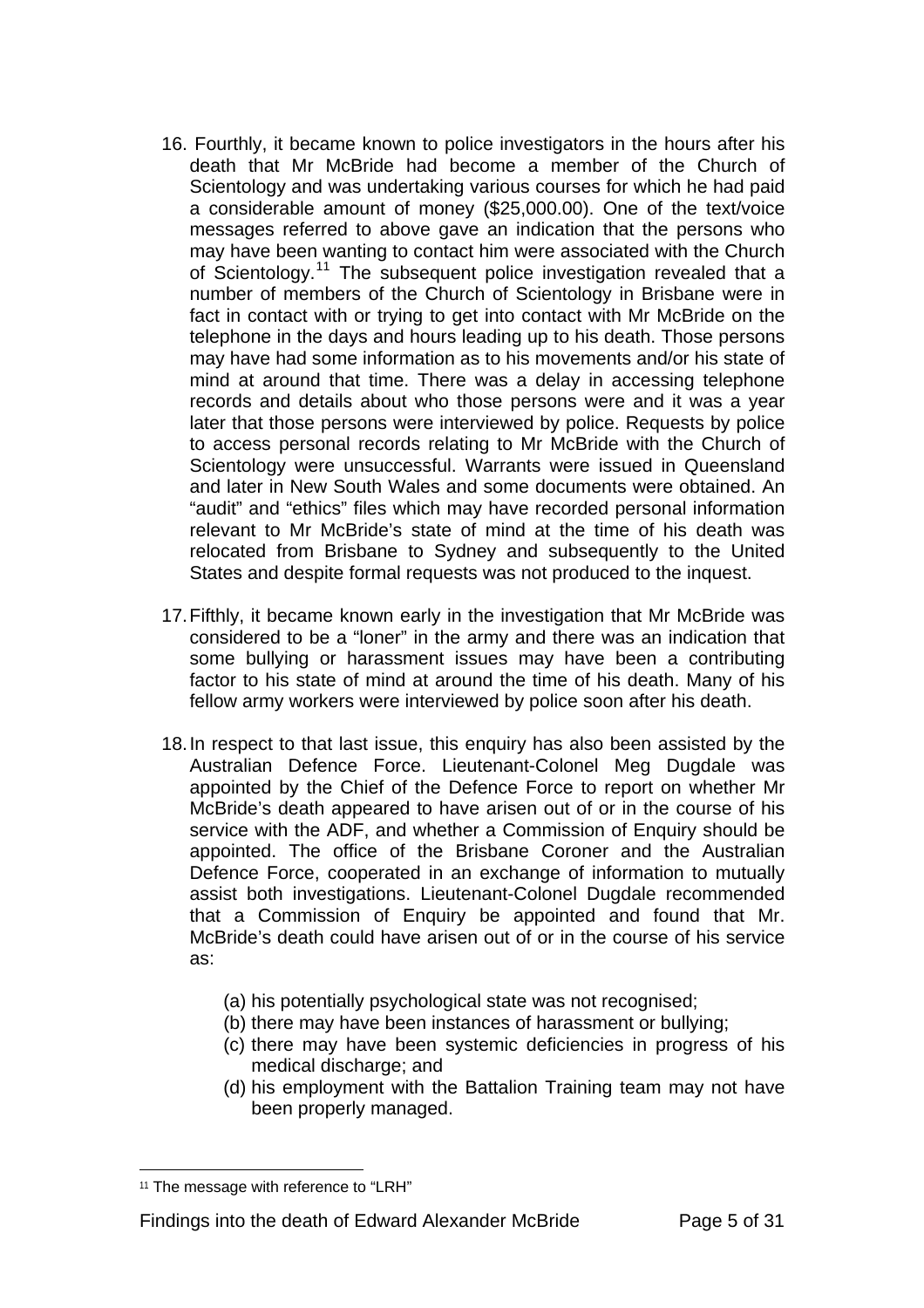16. Fourthly, it became known to police investigators in the hours after his death that Mr McBride had become a member of the Church of Scientology and was undertaking various courses for which he had paid a considerable amount of money ($25,000.00). One of the text/voice messages referred to above gave an indication that the persons who may have been wanting to contact him were associated with the Church of Scientology.[11] The subsequent police investigation revealed that a number of members of the Church of Scientology in Brisbane were in fact in contact with or trying to get into contact with Mr McBride on the telephone in the days and hours leading up to his death. Those persons may have had some information as to his movements and/or his state of mind at around that time. There was a delay in accessing telephone records and details about who those persons were and it was a year later that those persons were interviewed by police. Requests by police to access personal records relating to Mr McBride with the Church of Scientology were unsuccessful. Warrants were issued in Queensland and later in New South Wales and some documents were obtained. An "audit" and "ethics" files which may have recorded personal information relevant to Mr McBride's state of mind at the time of his death was relocated from Brisbane to Sydney and subsequently to the United States and despite formal requests was not produced to the inquest.

17. Fifthly, it became known early in the investigation that Mr McBride was considered to be a "loner" in the army and there was an indication that some bullying or harassment issues may have been a contributing factor to his state of mind at around the time of his death. Many of his fellow army workers were interviewed by police soon after his death.

18. In respect to that last issue, this enquiry has also been assisted by the Australian Defence Force. Lieutenant-Colonel Meg Dugdale was appointed by the Chief of the Defence Force to report on whether Mr McBride's death appeared to have arisen out of or in the course of his service with the ADF, and whether a Commission of Enquiry should be appointed. The office of the Brisbane Coroner and the Australian Defence Force, cooperated in an exchange of information to mutually assist both investigations. Lieutenant-Colonel Dugdale recommended that a Commission of Enquiry be appointed and found that Mr. McBride's death could have arisen out of or in the course of his service as:

    (a) his potentially psychological state was not recognised;
    (b) there may have been instances of harassment or bullying;
    (c) there may have been systemic deficiencies in progress of his medical discharge; and
    (d) his employment with the Battalion Training team may not have been properly managed.

---

[11] The message with reference to "LRH"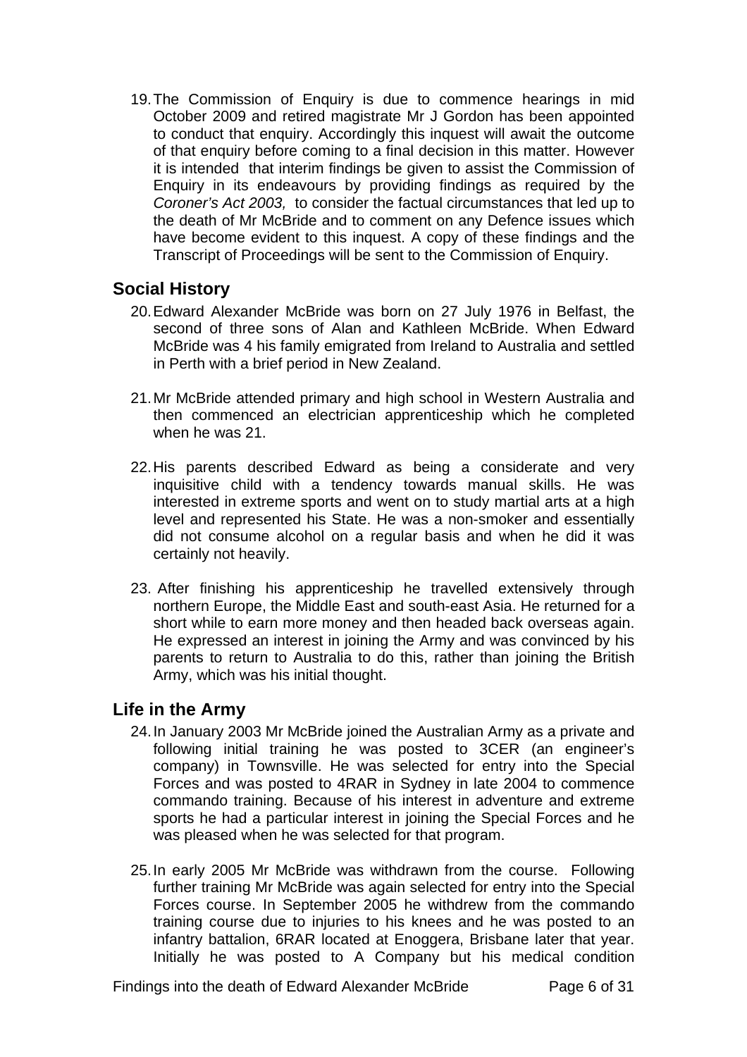19. The Commission of Enquiry is due to commence hearings in mid October 2009 and retired magistrate Mr J Gordon has been appointed to conduct that enquiry. Accordingly this inquest will await the outcome of that enquiry before coming to a final decision in this matter. However it is intended that interim findings be given to assist the Commission of Enquiry in its endeavours by providing findings as required by the *Coroner's Act 2003,* to consider the factual circumstances that led up to the death of Mr McBride and to comment on any Defence issues which have become evident to this inquest. A copy of these findings and the Transcript of Proceedings will be sent to the Commission of Enquiry.

## Social History

20. Edward Alexander McBride was born on 27 July 1976 in Belfast, the second of three sons of Alan and Kathleen McBride. When Edward McBride was 4 his family emigrated from Ireland to Australia and settled in Perth with a brief period in New Zealand.

21. Mr McBride attended primary and high school in Western Australia and then commenced an electrician apprenticeship which he completed when he was 21.

22. His parents described Edward as being a considerate and very inquisitive child with a tendency towards manual skills. He was interested in extreme sports and went on to study martial arts at a high level and represented his State. He was a non-smoker and essentially did not consume alcohol on a regular basis and when he did it was certainly not heavily.

23. After finishing his apprenticeship he travelled extensively through northern Europe, the Middle East and south-east Asia. He returned for a short while to earn more money and then headed back overseas again. He expressed an interest in joining the Army and was convinced by his parents to return to Australia to do this, rather than joining the British Army, which was his initial thought.

## Life in the Army

24. In January 2003 Mr McBride joined the Australian Army as a private and following initial training he was posted to 3CER (an engineer's company) in Townsville. He was selected for entry into the Special Forces and was posted to 4RAR in Sydney in late 2004 to commence commando training. Because of his interest in adventure and extreme sports he had a particular interest in joining the Special Forces and he was pleased when he was selected for that program.

25. In early 2005 Mr McBride was withdrawn from the course. Following further training Mr McBride was again selected for entry into the Special Forces course. In September 2005 he withdrew from the commando training course due to injuries to his knees and he was posted to an infantry battalion, 6RAR located at Enoggera, Brisbane later that year. Initially he was posted to A Company but his medical condition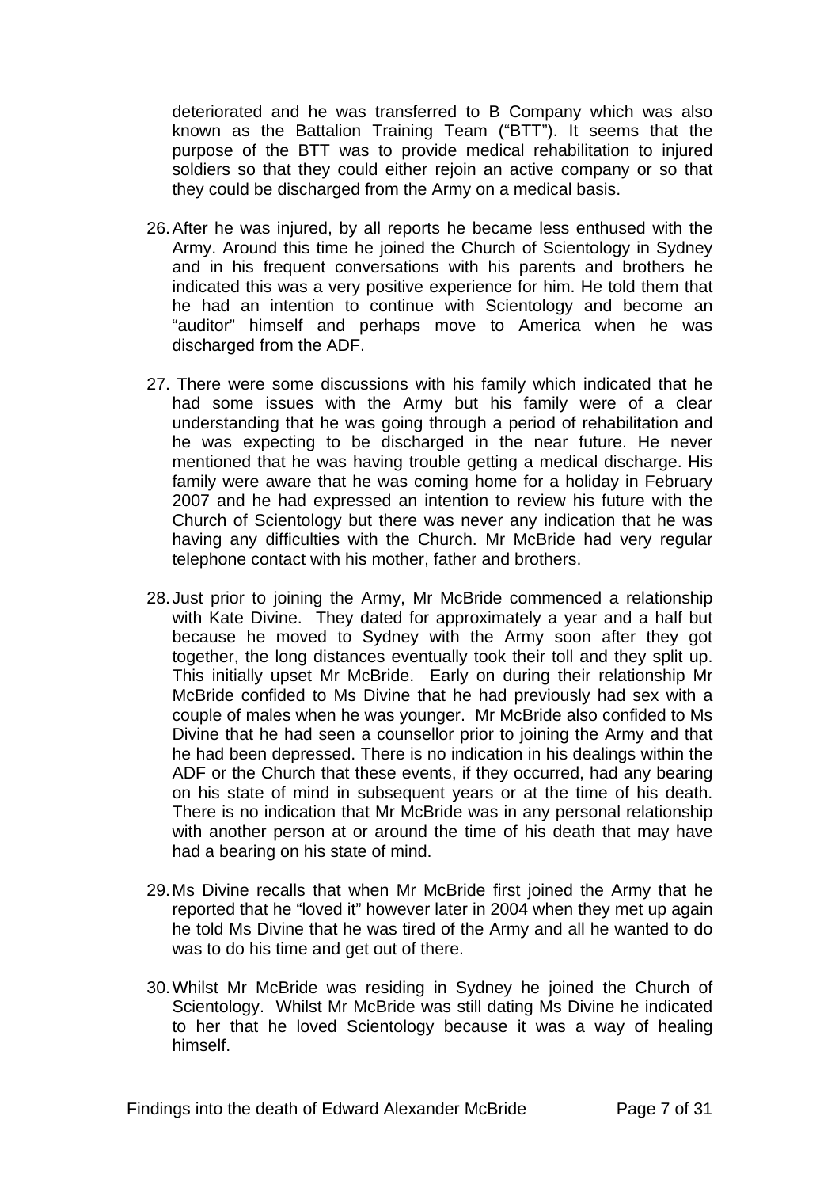deteriorated and he was transferred to B Company which was also known as the Battalion Training Team ("BTT"). It seems that the purpose of the BTT was to provide medical rehabilitation to injured soldiers so that they could either rejoin an active company or so that they could be discharged from the Army on a medical basis.

26. After he was injured, by all reports he became less enthused with the Army. Around this time he joined the Church of Scientology in Sydney and in his frequent conversations with his parents and brothers he indicated this was a very positive experience for him. He told them that he had an intention to continue with Scientology and become an "auditor" himself and perhaps move to America when he was discharged from the ADF.

27. There were some discussions with his family which indicated that he had some issues with the Army but his family were of a clear understanding that he was going through a period of rehabilitation and he was expecting to be discharged in the near future. He never mentioned that he was having trouble getting a medical discharge. His family were aware that he was coming home for a holiday in February 2007 and he had expressed an intention to review his future with the Church of Scientology but there was never any indication that he was having any difficulties with the Church. Mr McBride had very regular telephone contact with his mother, father and brothers.

28. Just prior to joining the Army, Mr McBride commenced a relationship with Kate Divine. They dated for approximately a year and a half but because he moved to Sydney with the Army soon after they got together, the long distances eventually took their toll and they split up. This initially upset Mr McBride. Early on during their relationship Mr McBride confided to Ms Divine that he had previously had sex with a couple of males when he was younger. Mr McBride also confided to Ms Divine that he had seen a counsellor prior to joining the Army and that he had been depressed. There is no indication in his dealings within the ADF or the Church that these events, if they occurred, had any bearing on his state of mind in subsequent years or at the time of his death. There is no indication that Mr McBride was in any personal relationship with another person at or around the time of his death that may have had a bearing on his state of mind.

29. Ms Divine recalls that when Mr McBride first joined the Army that he reported that he "loved it" however later in 2004 when they met up again he told Ms Divine that he was tired of the Army and all he wanted to do was to do his time and get out of there.

30. Whilst Mr McBride was residing in Sydney he joined the Church of Scientology. Whilst Mr McBride was still dating Ms Divine he indicated to her that he loved Scientology because it was a way of healing himself.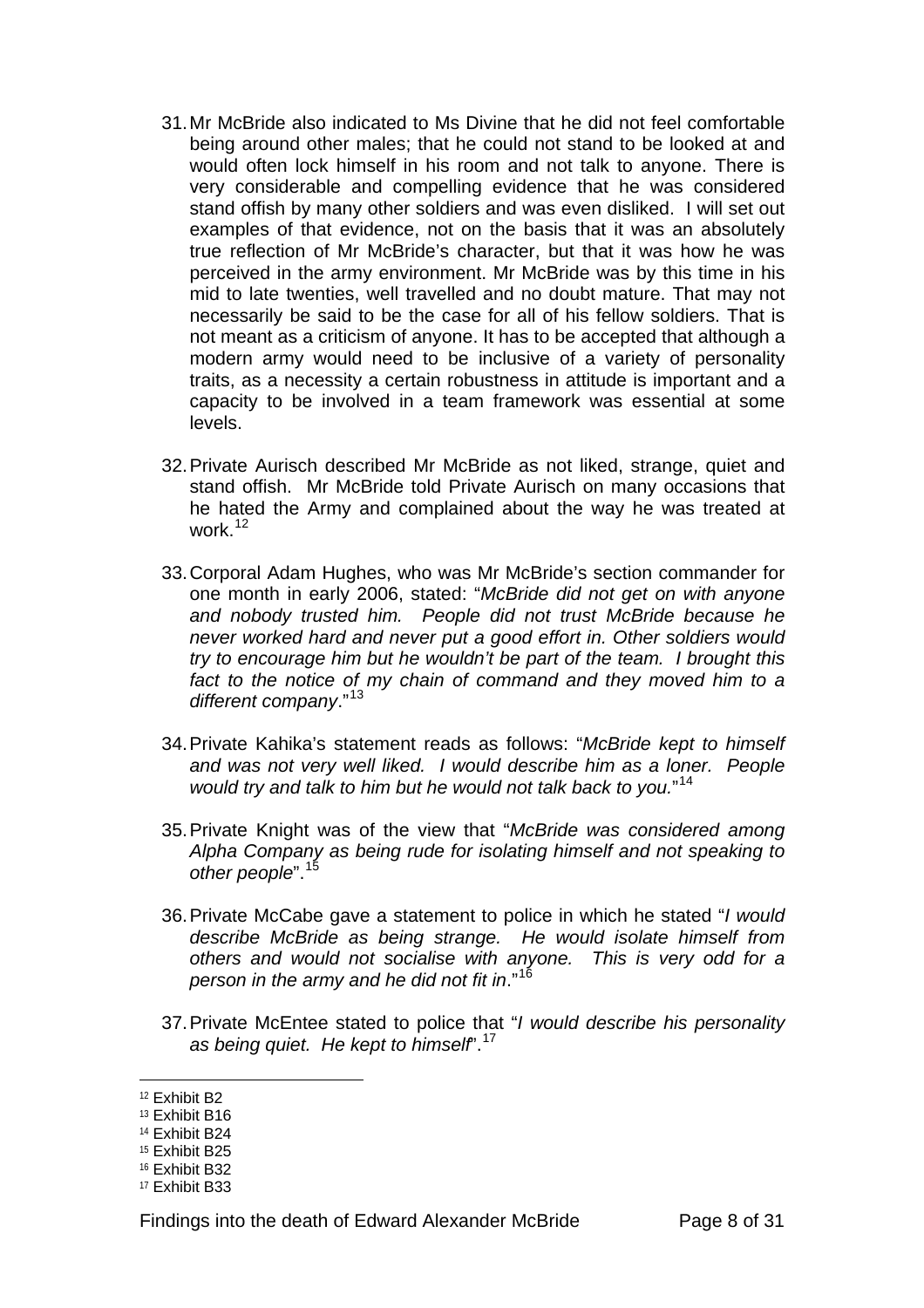31. Mr McBride also indicated to Ms Divine that he did not feel comfortable being around other males; that he could not stand to be looked at and would often lock himself in his room and not talk to anyone. There is very considerable and compelling evidence that he was considered stand offish by many other soldiers and was even disliked. I will set out examples of that evidence, not on the basis that it was an absolutely true reflection of Mr McBride's character, but that it was how he was perceived in the army environment. Mr McBride was by this time in his mid to late twenties, well travelled and no doubt mature. That may not necessarily be said to be the case for all of his fellow soldiers. That is not meant as a criticism of anyone. It has to be accepted that although a modern army would need to be inclusive of a variety of personality traits, as a necessity a certain robustness in attitude is important and a capacity to be involved in a team framework was essential at some levels.

32. Private Aurisch described Mr McBride as not liked, strange, quiet and stand offish. Mr McBride told Private Aurisch on many occasions that he hated the Army and complained about the way he was treated at work.[12]

33. Corporal Adam Hughes, who was Mr McBride's section commander for one month in early 2006, stated: "*McBride did not get on with anyone and nobody trusted him. People did not trust McBride because he never worked hard and never put a good effort in. Other soldiers would try to encourage him but he wouldn't be part of the team. I brought this fact to the notice of my chain of command and they moved him to a different company*."[13]

34. Private Kahika's statement reads as follows: "*McBride kept to himself and was not very well liked. I would describe him as a loner. People would try and talk to him but he would not talk back to you.*"[14]

35. Private Knight was of the view that "*McBride was considered among Alpha Company as being rude for isolating himself and not speaking to other people*".[15]

36. Private McCabe gave a statement to police in which he stated "*I would describe McBride as being strange. He would isolate himself from others and would not socialise with anyone. This is very odd for a person in the army and he did not fit in*."[16]

37. Private McEntee stated to police that "*I would describe his personality as being quiet. He kept to himself*".[17]

---

[12] Exhibit B2
[13] Exhibit B16
[14] Exhibit B24
[15] Exhibit B25
[16] Exhibit B32
[17] Exhibit B33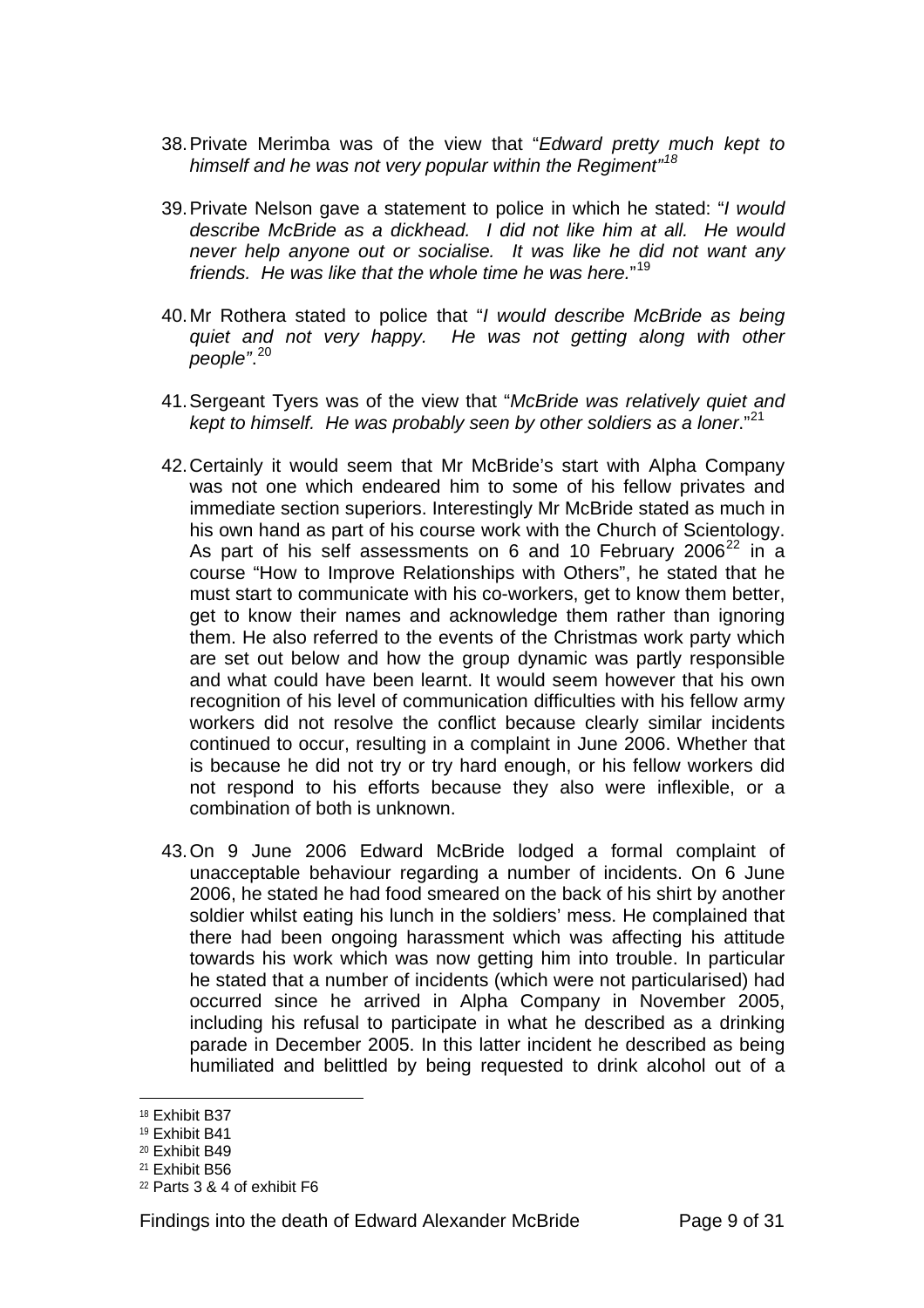38. Private Merimba was of the view that "*Edward pretty much kept to himself and he was not very popular within the Regiment*"[18]

39. Private Nelson gave a statement to police in which he stated: "*I would describe McBride as a dickhead. I did not like him at all. He would never help anyone out or socialise. It was like he did not want any friends. He was like that the whole time he was here.*"[19]

40. Mr Rothera stated to police that "*I would describe McBride as being quiet and not very happy. He was not getting along with other people*".[20]

41. Sergeant Tyers was of the view that "*McBride was relatively quiet and kept to himself. He was probably seen by other soldiers as a loner*."[21]

42. Certainly it would seem that Mr McBride's start with Alpha Company was not one which endeared him to some of his fellow privates and immediate section superiors. Interestingly Mr McBride stated as much in his own hand as part of his course work with the Church of Scientology. As part of his self assessments on 6 and 10 February 2006[22] in a course "How to Improve Relationships with Others", he stated that he must start to communicate with his co-workers, get to know them better, get to know their names and acknowledge them rather than ignoring them. He also referred to the events of the Christmas work party which are set out below and how the group dynamic was partly responsible and what could have been learnt. It would seem however that his own recognition of his level of communication difficulties with his fellow army workers did not resolve the conflict because clearly similar incidents continued to occur, resulting in a complaint in June 2006. Whether that is because he did not try or try hard enough, or his fellow workers did not respond to his efforts because they also were inflexible, or a combination of both is unknown.

43. On 9 June 2006 Edward McBride lodged a formal complaint of unacceptable behaviour regarding a number of incidents. On 6 June 2006, he stated he had food smeared on the back of his shirt by another soldier whilst eating his lunch in the soldiers' mess. He complained that there had been ongoing harassment which was affecting his attitude towards his work which was now getting him into trouble. In particular he stated that a number of incidents (which were not particularised) had occurred since he arrived in Alpha Company in November 2005, including his refusal to participate in what he described as a drinking parade in December 2005. In this latter incident he described as being humiliated and belittled by being requested to drink alcohol out of a

---

[18] Exhibit B37

[19] Exhibit B41

[20] Exhibit B49

[21] Exhibit B56

[22] Parts 3 & 4 of exhibit F6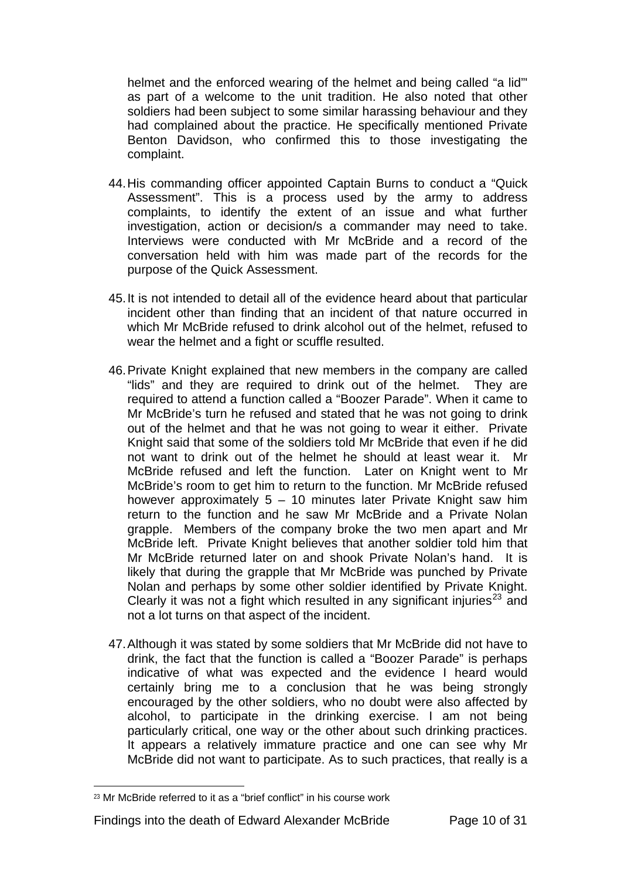helmet and the enforced wearing of the helmet and being called "a lid"' as part of a welcome to the unit tradition. He also noted that other soldiers had been subject to some similar harassing behaviour and they had complained about the practice. He specifically mentioned Private Benton Davidson, who confirmed this to those investigating the complaint.

44. His commanding officer appointed Captain Burns to conduct a "Quick Assessment". This is a process used by the army to address complaints, to identify the extent of an issue and what further investigation, action or decision/s a commander may need to take. Interviews were conducted with Mr McBride and a record of the conversation held with him was made part of the records for the purpose of the Quick Assessment.

45. It is not intended to detail all of the evidence heard about that particular incident other than finding that an incident of that nature occurred in which Mr McBride refused to drink alcohol out of the helmet, refused to wear the helmet and a fight or scuffle resulted.

46. Private Knight explained that new members in the company are called "lids" and they are required to drink out of the helmet. They are required to attend a function called a "Boozer Parade". When it came to Mr McBride's turn he refused and stated that he was not going to drink out of the helmet and that he was not going to wear it either. Private Knight said that some of the soldiers told Mr McBride that even if he did not want to drink out of the helmet he should at least wear it. Mr McBride refused and left the function. Later on Knight went to Mr McBride's room to get him to return to the function. Mr McBride refused however approximately 5 – 10 minutes later Private Knight saw him return to the function and he saw Mr McBride and a Private Nolan grapple. Members of the company broke the two men apart and Mr McBride left. Private Knight believes that another soldier told him that Mr McBride returned later on and shook Private Nolan's hand. It is likely that during the grapple that Mr McBride was punched by Private Nolan and perhaps by some other soldier identified by Private Knight. Clearly it was not a fight which resulted in any significant injuries[23] and not a lot turns on that aspect of the incident.

47. Although it was stated by some soldiers that Mr McBride did not have to drink, the fact that the function is called a "Boozer Parade" is perhaps indicative of what was expected and the evidence I heard would certainly bring me to a conclusion that he was being strongly encouraged by the other soldiers, who no doubt were also affected by alcohol, to participate in the drinking exercise. I am not being particularly critical, one way or the other about such drinking practices. It appears a relatively immature practice and one can see why Mr McBride did not want to participate. As to such practices, that really is a

---

[23] Mr McBride referred to it as a "brief conflict" in his course work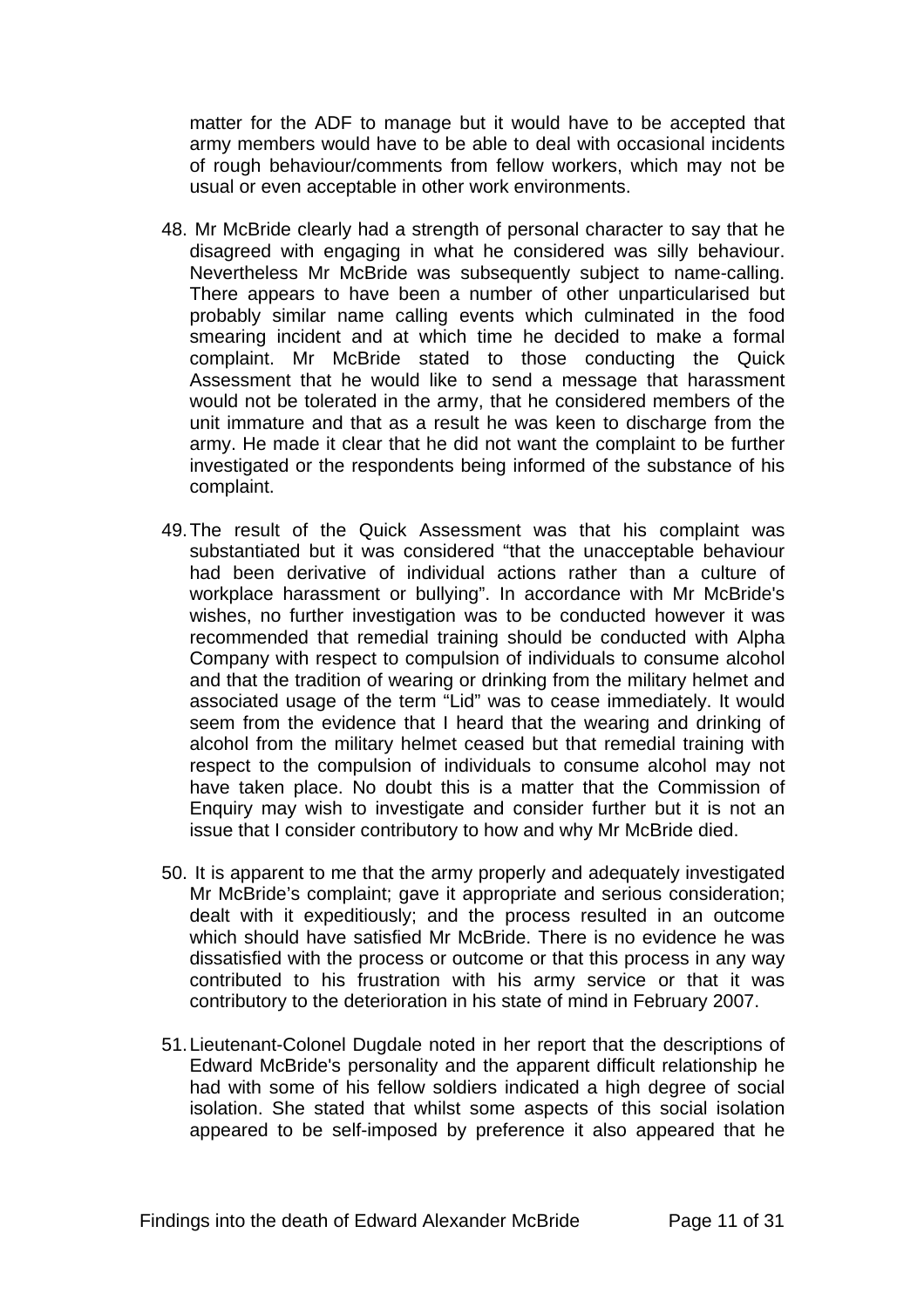matter for the ADF to manage but it would have to be accepted that army members would have to be able to deal with occasional incidents of rough behaviour/comments from fellow workers, which may not be usual or even acceptable in other work environments.

48. Mr McBride clearly had a strength of personal character to say that he disagreed with engaging in what he considered was silly behaviour. Nevertheless Mr McBride was subsequently subject to name-calling. There appears to have been a number of other unparticularised but probably similar name calling events which culminated in the food smearing incident and at which time he decided to make a formal complaint. Mr McBride stated to those conducting the Quick Assessment that he would like to send a message that harassment would not be tolerated in the army, that he considered members of the unit immature and that as a result he was keen to discharge from the army. He made it clear that he did not want the complaint to be further investigated or the respondents being informed of the substance of his complaint.

49. The result of the Quick Assessment was that his complaint was substantiated but it was considered "that the unacceptable behaviour had been derivative of individual actions rather than a culture of workplace harassment or bullying". In accordance with Mr McBride's wishes, no further investigation was to be conducted however it was recommended that remedial training should be conducted with Alpha Company with respect to compulsion of individuals to consume alcohol and that the tradition of wearing or drinking from the military helmet and associated usage of the term "Lid" was to cease immediately. It would seem from the evidence that I heard that the wearing and drinking of alcohol from the military helmet ceased but that remedial training with respect to the compulsion of individuals to consume alcohol may not have taken place. No doubt this is a matter that the Commission of Enquiry may wish to investigate and consider further but it is not an issue that I consider contributory to how and why Mr McBride died.

50. It is apparent to me that the army properly and adequately investigated Mr McBride's complaint; gave it appropriate and serious consideration; dealt with it expeditiously; and the process resulted in an outcome which should have satisfied Mr McBride. There is no evidence he was dissatisfied with the process or outcome or that this process in any way contributed to his frustration with his army service or that it was contributory to the deterioration in his state of mind in February 2007.

51. Lieutenant-Colonel Dugdale noted in her report that the descriptions of Edward McBride's personality and the apparent difficult relationship he had with some of his fellow soldiers indicated a high degree of social isolation. She stated that whilst some aspects of this social isolation appeared to be self-imposed by preference it also appeared that he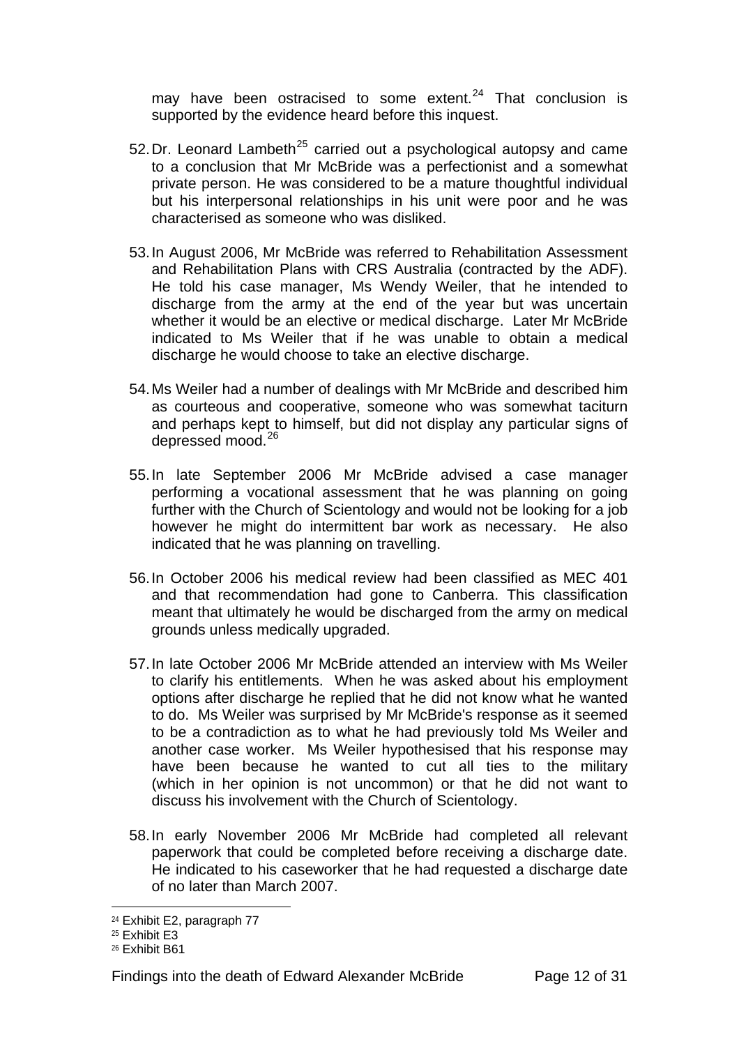may have been ostracised to some extent.[24] That conclusion is supported by the evidence heard before this inquest.

52. Dr. Leonard Lambeth[25] carried out a psychological autopsy and came to a conclusion that Mr McBride was a perfectionist and a somewhat private person. He was considered to be a mature thoughtful individual but his interpersonal relationships in his unit were poor and he was characterised as someone who was disliked.

53. In August 2006, Mr McBride was referred to Rehabilitation Assessment and Rehabilitation Plans with CRS Australia (contracted by the ADF). He told his case manager, Ms Wendy Weiler, that he intended to discharge from the army at the end of the year but was uncertain whether it would be an elective or medical discharge. Later Mr McBride indicated to Ms Weiler that if he was unable to obtain a medical discharge he would choose to take an elective discharge.

54. Ms Weiler had a number of dealings with Mr McBride and described him as courteous and cooperative, someone who was somewhat taciturn and perhaps kept to himself, but did not display any particular signs of depressed mood.[26]

55. In late September 2006 Mr McBride advised a case manager performing a vocational assessment that he was planning on going further with the Church of Scientology and would not be looking for a job however he might do intermittent bar work as necessary. He also indicated that he was planning on travelling.

56. In October 2006 his medical review had been classified as MEC 401 and that recommendation had gone to Canberra. This classification meant that ultimately he would be discharged from the army on medical grounds unless medically upgraded.

57. In late October 2006 Mr McBride attended an interview with Ms Weiler to clarify his entitlements. When he was asked about his employment options after discharge he replied that he did not know what he wanted to do. Ms Weiler was surprised by Mr McBride's response as it seemed to be a contradiction as to what he had previously told Ms Weiler and another case worker. Ms Weiler hypothesised that his response may have been because he wanted to cut all ties to the military (which in her opinion is not uncommon) or that he did not want to discuss his involvement with the Church of Scientology.

58. In early November 2006 Mr McBride had completed all relevant paperwork that could be completed before receiving a discharge date. He indicated to his caseworker that he had requested a discharge date of no later than March 2007.

---

[24] Exhibit E2, paragraph 77

[25] Exhibit E3

[26] Exhibit B61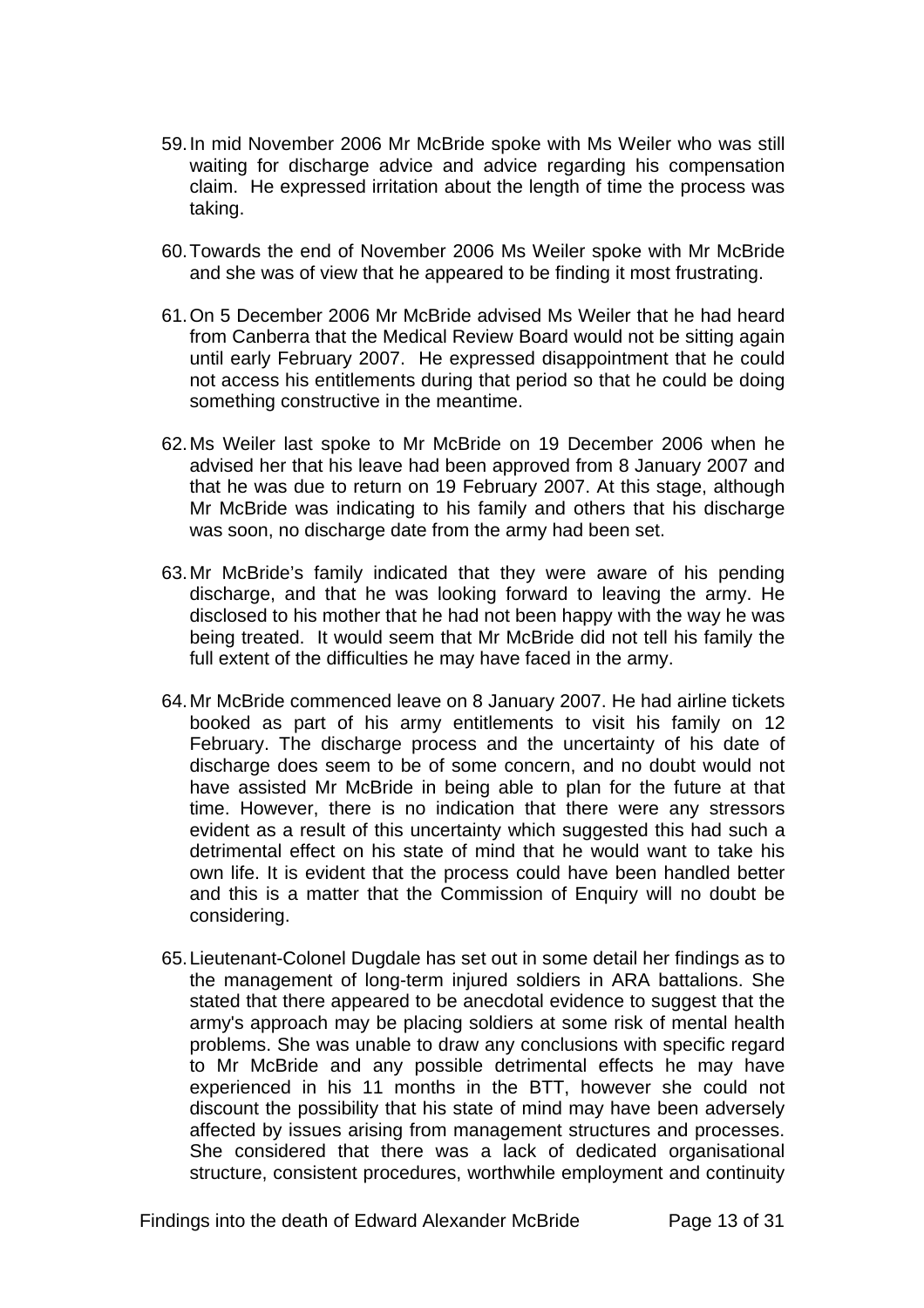59. In mid November 2006 Mr McBride spoke with Ms Weiler who was still waiting for discharge advice and advice regarding his compensation claim. He expressed irritation about the length of time the process was taking.

60. Towards the end of November 2006 Ms Weiler spoke with Mr McBride and she was of view that he appeared to be finding it most frustrating.

61. On 5 December 2006 Mr McBride advised Ms Weiler that he had heard from Canberra that the Medical Review Board would not be sitting again until early February 2007. He expressed disappointment that he could not access his entitlements during that period so that he could be doing something constructive in the meantime.

62. Ms Weiler last spoke to Mr McBride on 19 December 2006 when he advised her that his leave had been approved from 8 January 2007 and that he was due to return on 19 February 2007. At this stage, although Mr McBride was indicating to his family and others that his discharge was soon, no discharge date from the army had been set.

63. Mr McBride's family indicated that they were aware of his pending discharge, and that he was looking forward to leaving the army. He disclosed to his mother that he had not been happy with the way he was being treated. It would seem that Mr McBride did not tell his family the full extent of the difficulties he may have faced in the army.

64. Mr McBride commenced leave on 8 January 2007. He had airline tickets booked as part of his army entitlements to visit his family on 12 February. The discharge process and the uncertainty of his date of discharge does seem to be of some concern, and no doubt would not have assisted Mr McBride in being able to plan for the future at that time. However, there is no indication that there were any stressors evident as a result of this uncertainty which suggested this had such a detrimental effect on his state of mind that he would want to take his own life. It is evident that the process could have been handled better and this is a matter that the Commission of Enquiry will no doubt be considering.

65. Lieutenant-Colonel Dugdale has set out in some detail her findings as to the management of long-term injured soldiers in ARA battalions. She stated that there appeared to be anecdotal evidence to suggest that the army's approach may be placing soldiers at some risk of mental health problems. She was unable to draw any conclusions with specific regard to Mr McBride and any possible detrimental effects he may have experienced in his 11 months in the BTT, however she could not discount the possibility that his state of mind may have been adversely affected by issues arising from management structures and processes. She considered that there was a lack of dedicated organisational structure, consistent procedures, worthwhile employment and continuity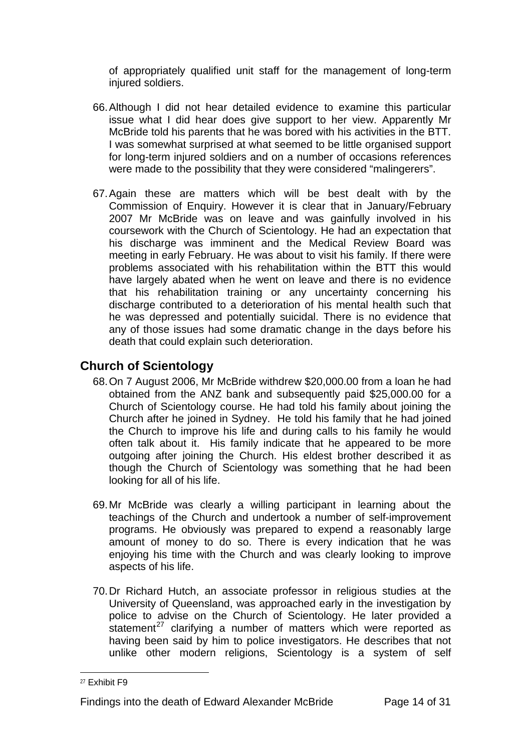of appropriately qualified unit staff for the management of long-term injured soldiers.

66. Although I did not hear detailed evidence to examine this particular issue what I did hear does give support to her view. Apparently Mr McBride told his parents that he was bored with his activities in the BTT. I was somewhat surprised at what seemed to be little organised support for long-term injured soldiers and on a number of occasions references were made to the possibility that they were considered "malingerers".

67. Again these are matters which will be best dealt with by the Commission of Enquiry. However it is clear that in January/February 2007 Mr McBride was on leave and was gainfully involved in his coursework with the Church of Scientology. He had an expectation that his discharge was imminent and the Medical Review Board was meeting in early February. He was about to visit his family. If there were problems associated with his rehabilitation within the BTT this would have largely abated when he went on leave and there is no evidence that his rehabilitation training or any uncertainty concerning his discharge contributed to a deterioration of his mental health such that he was depressed and potentially suicidal. There is no evidence that any of those issues had some dramatic change in the days before his death that could explain such deterioration.

## Church of Scientology

68. On 7 August 2006, Mr McBride withdrew $20,000.00 from a loan he had obtained from the ANZ bank and subsequently paid $25,000.00 for a Church of Scientology course. He had told his family about joining the Church after he joined in Sydney. He told his family that he had joined the Church to improve his life and during calls to his family he would often talk about it. His family indicate that he appeared to be more outgoing after joining the Church. His eldest brother described it as though the Church of Scientology was something that he had been looking for all of his life.

69. Mr McBride was clearly a willing participant in learning about the teachings of the Church and undertook a number of self-improvement programs. He obviously was prepared to expend a reasonably large amount of money to do so. There is every indication that he was enjoying his time with the Church and was clearly looking to improve aspects of his life.

70. Dr Richard Hutch, an associate professor in religious studies at the University of Queensland, was approached early in the investigation by police to advise on the Church of Scientology. He later provided a statement[27] clarifying a number of matters which were reported as having been said by him to police investigators. He describes that not unlike other modern religions, Scientology is a system of self

[27] Exhibit F9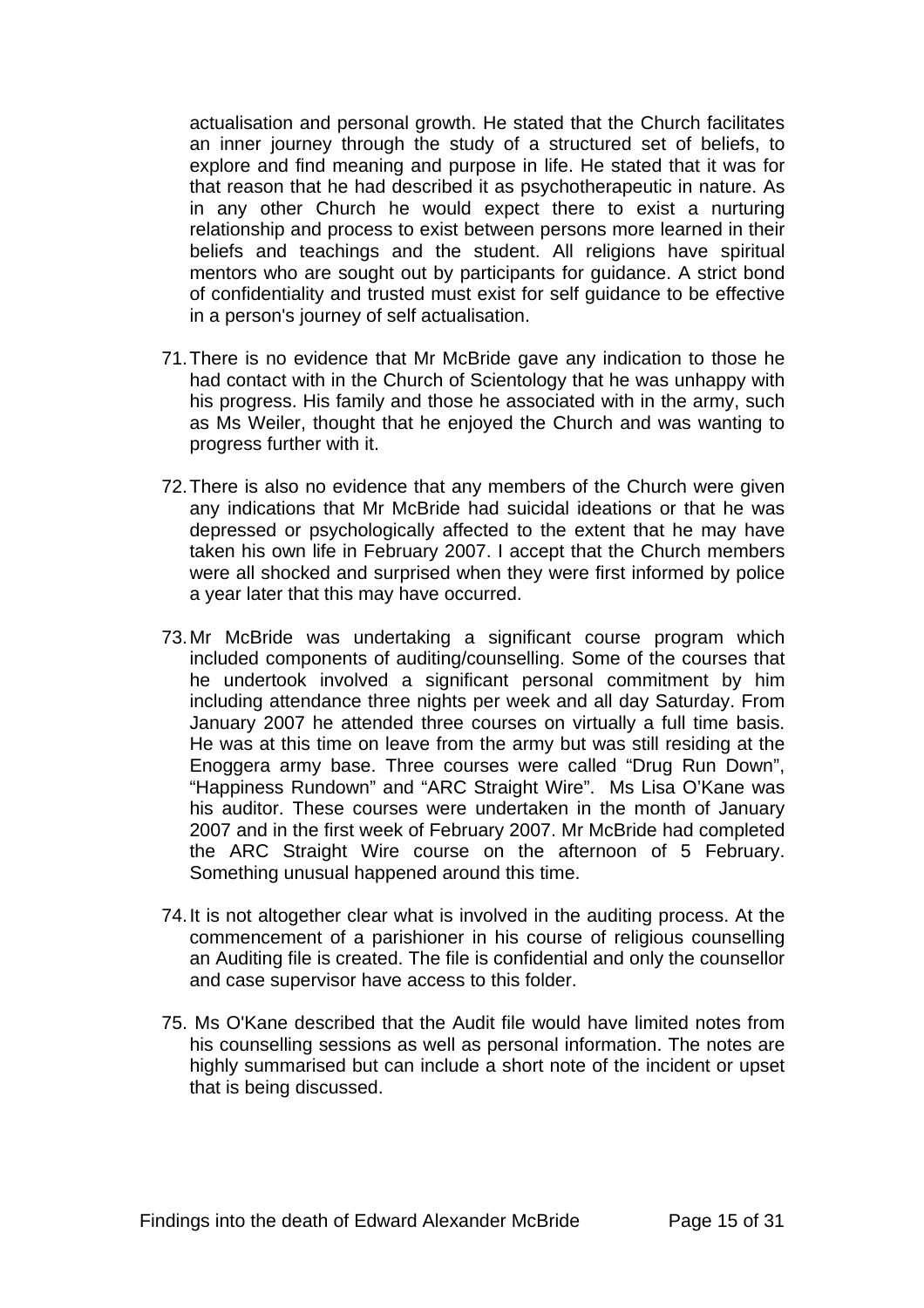actualisation and personal growth. He stated that the Church facilitates an inner journey through the study of a structured set of beliefs, to explore and find meaning and purpose in life. He stated that it was for that reason that he had described it as psychotherapeutic in nature. As in any other Church he would expect there to exist a nurturing relationship and process to exist between persons more learned in their beliefs and teachings and the student. All religions have spiritual mentors who are sought out by participants for guidance. A strict bond of confidentiality and trusted must exist for self guidance to be effective in a person's journey of self actualisation.

71. There is no evidence that Mr McBride gave any indication to those he had contact with in the Church of Scientology that he was unhappy with his progress. His family and those he associated with in the army, such as Ms Weiler, thought that he enjoyed the Church and was wanting to progress further with it.

72. There is also no evidence that any members of the Church were given any indications that Mr McBride had suicidal ideations or that he was depressed or psychologically affected to the extent that he may have taken his own life in February 2007. I accept that the Church members were all shocked and surprised when they were first informed by police a year later that this may have occurred.

73. Mr McBride was undertaking a significant course program which included components of auditing/counselling. Some of the courses that he undertook involved a significant personal commitment by him including attendance three nights per week and all day Saturday. From January 2007 he attended three courses on virtually a full time basis. He was at this time on leave from the army but was still residing at the Enoggera army base. Three courses were called "Drug Run Down", "Happiness Rundown" and "ARC Straight Wire". Ms Lisa O'Kane was his auditor. These courses were undertaken in the month of January 2007 and in the first week of February 2007. Mr McBride had completed the ARC Straight Wire course on the afternoon of 5 February. Something unusual happened around this time.

74. It is not altogether clear what is involved in the auditing process. At the commencement of a parishioner in his course of religious counselling an Auditing file is created. The file is confidential and only the counsellor and case supervisor have access to this folder.

75. Ms O'Kane described that the Audit file would have limited notes from his counselling sessions as well as personal information. The notes are highly summarised but can include a short note of the incident or upset that is being discussed.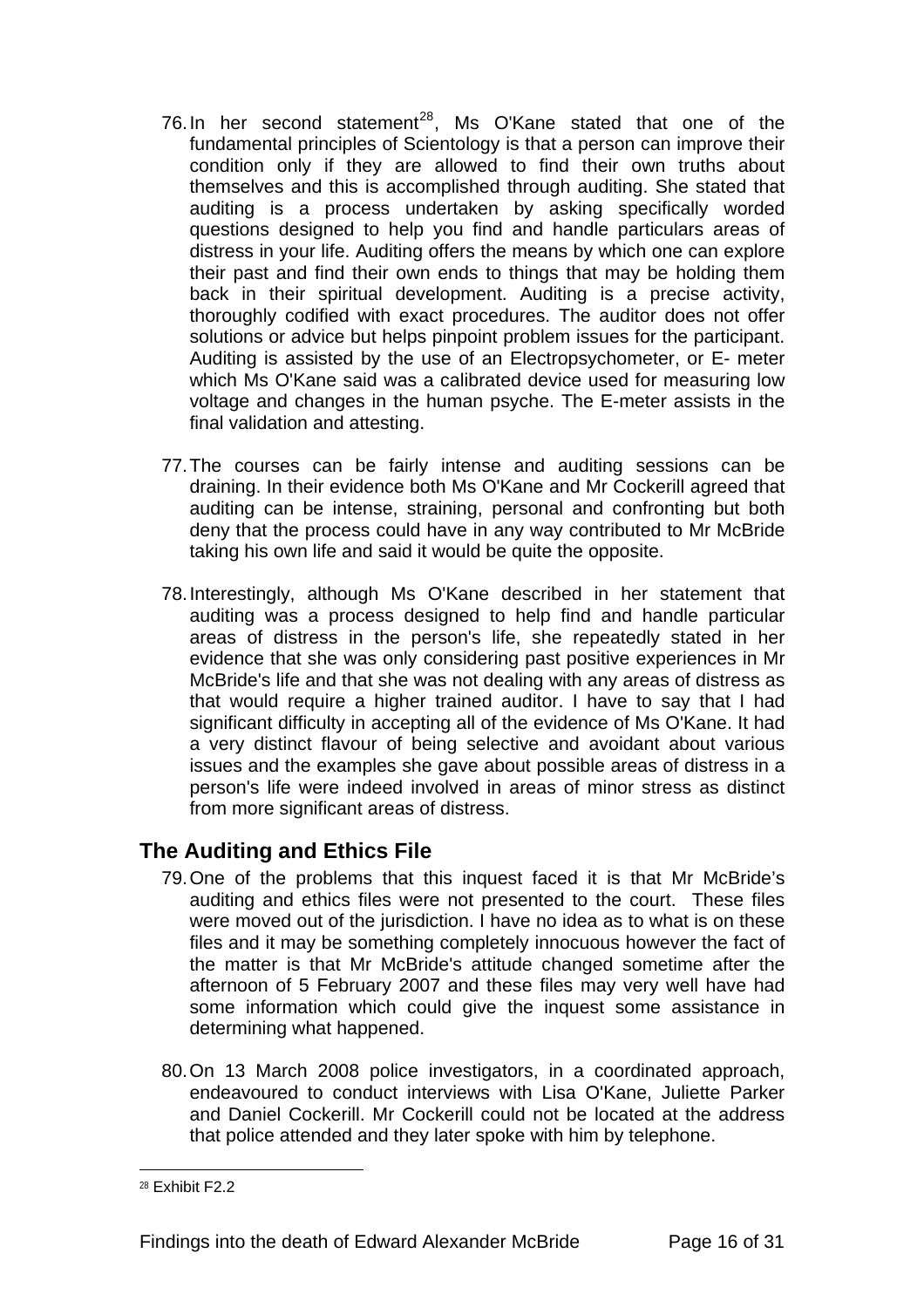76. In her second statement[28], Ms O'Kane stated that one of the fundamental principles of Scientology is that a person can improve their condition only if they are allowed to find their own truths about themselves and this is accomplished through auditing. She stated that auditing is a process undertaken by asking specifically worded questions designed to help you find and handle particulars areas of distress in your life. Auditing offers the means by which one can explore their past and find their own ends to things that may be holding them back in their spiritual development. Auditing is a precise activity, thoroughly codified with exact procedures. The auditor does not offer solutions or advice but helps pinpoint problem issues for the participant. Auditing is assisted by the use of an Electropsychometer, or E- meter which Ms O'Kane said was a calibrated device used for measuring low voltage and changes in the human psyche. The E-meter assists in the final validation and attesting.

77. The courses can be fairly intense and auditing sessions can be draining. In their evidence both Ms O'Kane and Mr Cockerill agreed that auditing can be intense, straining, personal and confronting but both deny that the process could have in any way contributed to Mr McBride taking his own life and said it would be quite the opposite.

78. Interestingly, although Ms O'Kane described in her statement that auditing was a process designed to help find and handle particular areas of distress in the person's life, she repeatedly stated in her evidence that she was only considering past positive experiences in Mr McBride's life and that she was not dealing with any areas of distress as that would require a higher trained auditor. I have to say that I had significant difficulty in accepting all of the evidence of Ms O'Kane. It had a very distinct flavour of being selective and avoidant about various issues and the examples she gave about possible areas of distress in a person's life were indeed involved in areas of minor stress as distinct from more significant areas of distress.

## The Auditing and Ethics File

79. One of the problems that this inquest faced it is that Mr McBride's auditing and ethics files were not presented to the court. These files were moved out of the jurisdiction. I have no idea as to what is on these files and it may be something completely innocuous however the fact of the matter is that Mr McBride's attitude changed sometime after the afternoon of 5 February 2007 and these files may very well have had some information which could give the inquest some assistance in determining what happened.

80. On 13 March 2008 police investigators, in a coordinated approach, endeavoured to conduct interviews with Lisa O'Kane, Juliette Parker and Daniel Cockerill. Mr Cockerill could not be located at the address that police attended and they later spoke with him by telephone.

---

[28] Exhibit F2.2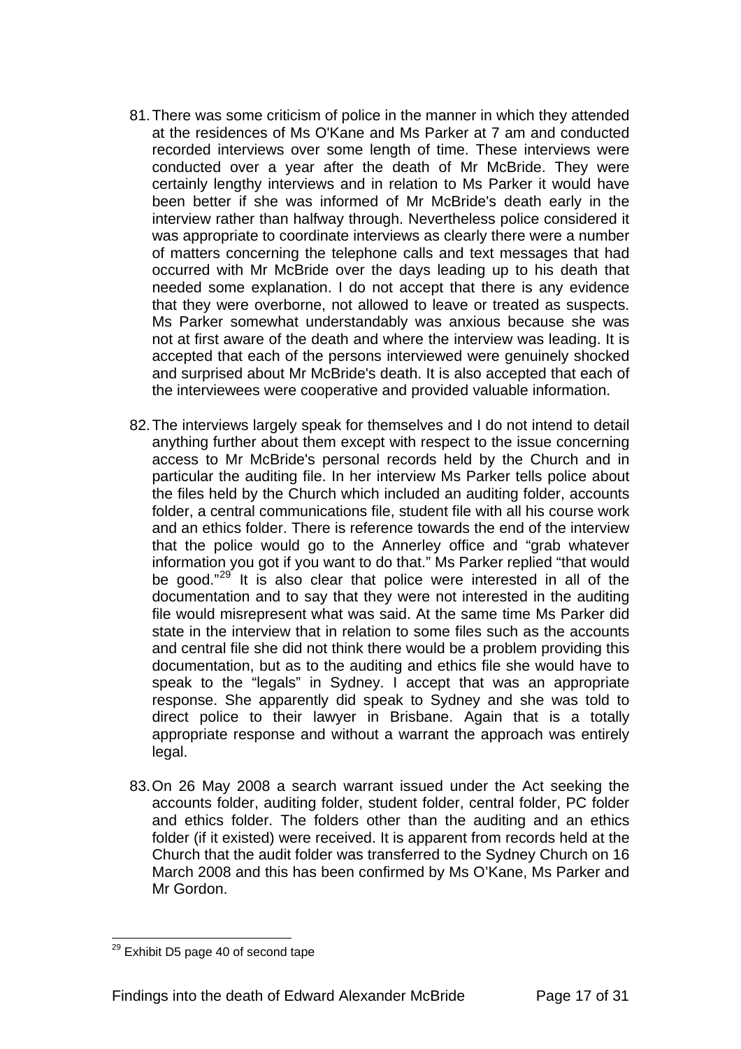81. There was some criticism of police in the manner in which they attended at the residences of Ms O'Kane and Ms Parker at 7 am and conducted recorded interviews over some length of time. These interviews were conducted over a year after the death of Mr McBride. They were certainly lengthy interviews and in relation to Ms Parker it would have been better if she was informed of Mr McBride's death early in the interview rather than halfway through. Nevertheless police considered it was appropriate to coordinate interviews as clearly there were a number of matters concerning the telephone calls and text messages that had occurred with Mr McBride over the days leading up to his death that needed some explanation. I do not accept that there is any evidence that they were overborne, not allowed to leave or treated as suspects. Ms Parker somewhat understandably was anxious because she was not at first aware of the death and where the interview was leading. It is accepted that each of the persons interviewed were genuinely shocked and surprised about Mr McBride's death. It is also accepted that each of the interviewees were cooperative and provided valuable information.

82. The interviews largely speak for themselves and I do not intend to detail anything further about them except with respect to the issue concerning access to Mr McBride's personal records held by the Church and in particular the auditing file. In her interview Ms Parker tells police about the files held by the Church which included an auditing folder, accounts folder, a central communications file, student file with all his course work and an ethics folder. There is reference towards the end of the interview that the police would go to the Annerley office and "grab whatever information you got if you want to do that." Ms Parker replied "that would be good."[29] It is also clear that police were interested in all of the documentation and to say that they were not interested in the auditing file would misrepresent what was said. At the same time Ms Parker did state in the interview that in relation to some files such as the accounts and central file she did not think there would be a problem providing this documentation, but as to the auditing and ethics file she would have to speak to the "legals" in Sydney. I accept that was an appropriate response. She apparently did speak to Sydney and she was told to direct police to their lawyer in Brisbane. Again that is a totally appropriate response and without a warrant the approach was entirely legal.

83. On 26 May 2008 a search warrant issued under the Act seeking the accounts folder, auditing folder, student folder, central folder, PC folder and ethics folder. The folders other than the auditing and an ethics folder (if it existed) were received. It is apparent from records held at the Church that the audit folder was transferred to the Sydney Church on 16 March 2008 and this has been confirmed by Ms O'Kane, Ms Parker and Mr Gordon.

---

[29] Exhibit D5 page 40 of second tape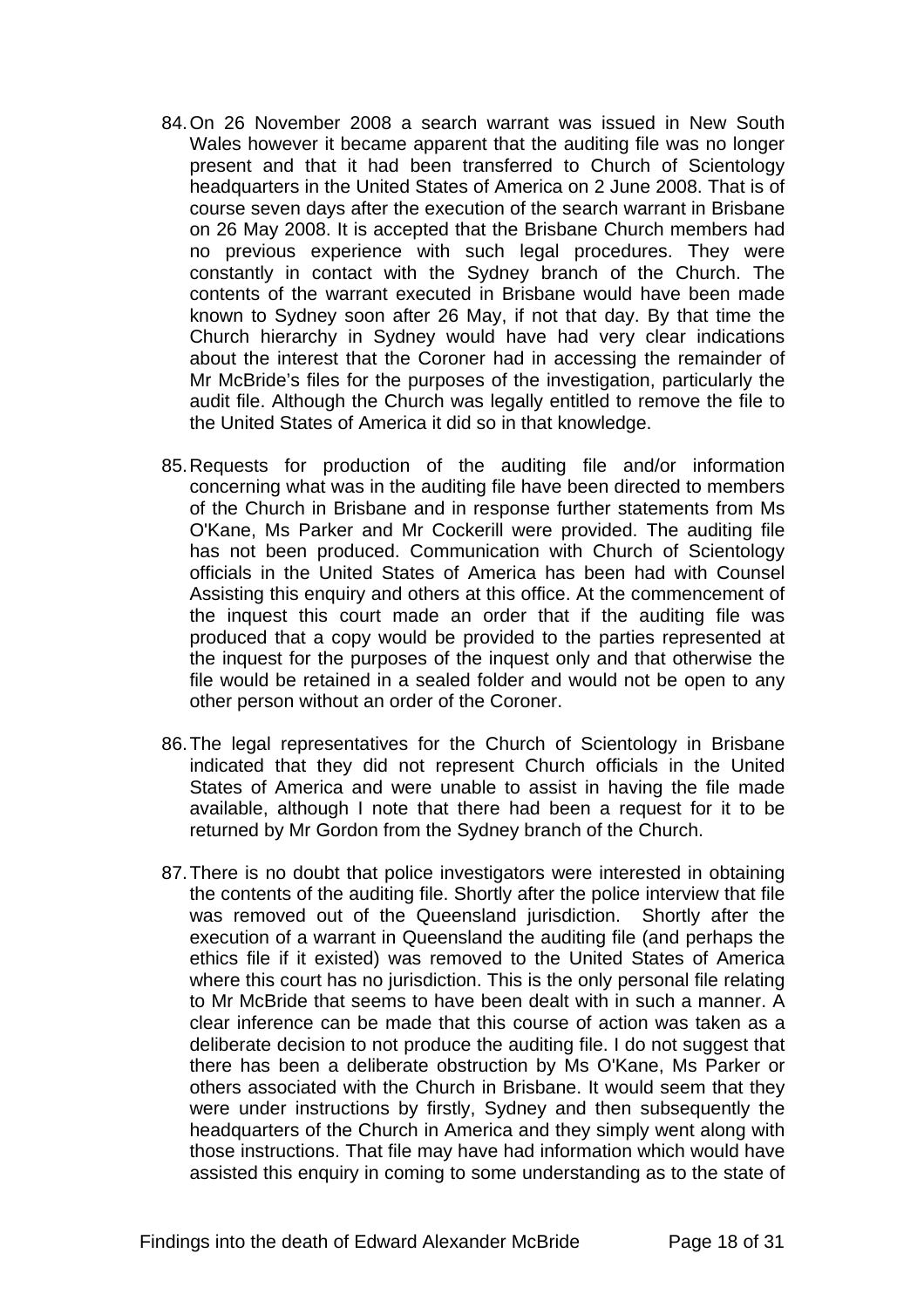84. On 26 November 2008 a search warrant was issued in New South Wales however it became apparent that the auditing file was no longer present and that it had been transferred to Church of Scientology headquarters in the United States of America on 2 June 2008. That is of course seven days after the execution of the search warrant in Brisbane on 26 May 2008. It is accepted that the Brisbane Church members had no previous experience with such legal procedures. They were constantly in contact with the Sydney branch of the Church. The contents of the warrant executed in Brisbane would have been made known to Sydney soon after 26 May, if not that day. By that time the Church hierarchy in Sydney would have had very clear indications about the interest that the Coroner had in accessing the remainder of Mr McBride's files for the purposes of the investigation, particularly the audit file. Although the Church was legally entitled to remove the file to the United States of America it did so in that knowledge.

85. Requests for production of the auditing file and/or information concerning what was in the auditing file have been directed to members of the Church in Brisbane and in response further statements from Ms O'Kane, Ms Parker and Mr Cockerill were provided. The auditing file has not been produced. Communication with Church of Scientology officials in the United States of America has been had with Counsel Assisting this enquiry and others at this office. At the commencement of the inquest this court made an order that if the auditing file was produced that a copy would be provided to the parties represented at the inquest for the purposes of the inquest only and that otherwise the file would be retained in a sealed folder and would not be open to any other person without an order of the Coroner.

86. The legal representatives for the Church of Scientology in Brisbane indicated that they did not represent Church officials in the United States of America and were unable to assist in having the file made available, although I note that there had been a request for it to be returned by Mr Gordon from the Sydney branch of the Church.

87. There is no doubt that police investigators were interested in obtaining the contents of the auditing file. Shortly after the police interview that file was removed out of the Queensland jurisdiction. Shortly after the execution of a warrant in Queensland the auditing file (and perhaps the ethics file if it existed) was removed to the United States of America where this court has no jurisdiction. This is the only personal file relating to Mr McBride that seems to have been dealt with in such a manner. A clear inference can be made that this course of action was taken as a deliberate decision to not produce the auditing file. I do not suggest that there has been a deliberate obstruction by Ms O'Kane, Ms Parker or others associated with the Church in Brisbane. It would seem that they were under instructions by firstly, Sydney and then subsequently the headquarters of the Church in America and they simply went along with those instructions. That file may have had information which would have assisted this enquiry in coming to some understanding as to the state of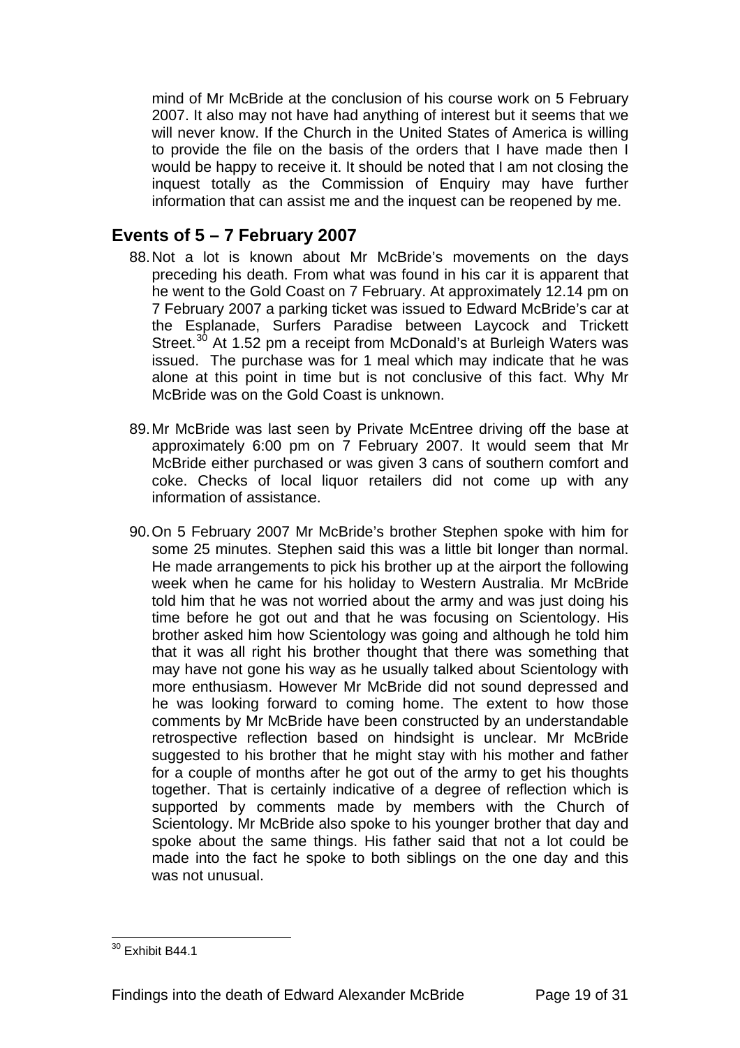mind of Mr McBride at the conclusion of his course work on 5 February 2007. It also may not have had anything of interest but it seems that we will never know. If the Church in the United States of America is willing to provide the file on the basis of the orders that I have made then I would be happy to receive it. It should be noted that I am not closing the inquest totally as the Commission of Enquiry may have further information that can assist me and the inquest can be reopened by me.

## Events of 5 – 7 February 2007

88. Not a lot is known about Mr McBride's movements on the days preceding his death. From what was found in his car it is apparent that he went to the Gold Coast on 7 February. At approximately 12.14 pm on 7 February 2007 a parking ticket was issued to Edward McBride's car at the Esplanade, Surfers Paradise between Laycock and Trickett Street.[30] At 1.52 pm a receipt from McDonald's at Burleigh Waters was issued. The purchase was for 1 meal which may indicate that he was alone at this point in time but is not conclusive of this fact. Why Mr McBride was on the Gold Coast is unknown.

89. Mr McBride was last seen by Private McEntree driving off the base at approximately 6:00 pm on 7 February 2007. It would seem that Mr McBride either purchased or was given 3 cans of southern comfort and coke. Checks of local liquor retailers did not come up with any information of assistance.

90. On 5 February 2007 Mr McBride's brother Stephen spoke with him for some 25 minutes. Stephen said this was a little bit longer than normal. He made arrangements to pick his brother up at the airport the following week when he came for his holiday to Western Australia. Mr McBride told him that he was not worried about the army and was just doing his time before he got out and that he was focusing on Scientology. His brother asked him how Scientology was going and although he told him that it was all right his brother thought that there was something that may have not gone his way as he usually talked about Scientology with more enthusiasm. However Mr McBride did not sound depressed and he was looking forward to coming home. The extent to how those comments by Mr McBride have been constructed by an understandable retrospective reflection based on hindsight is unclear. Mr McBride suggested to his brother that he might stay with his mother and father for a couple of months after he got out of the army to get his thoughts together. That is certainly indicative of a degree of reflection which is supported by comments made by members with the Church of Scientology. Mr McBride also spoke to his younger brother that day and spoke about the same things. His father said that not a lot could be made into the fact he spoke to both siblings on the one day and this was not unusual.

---

[30] Exhibit B44.1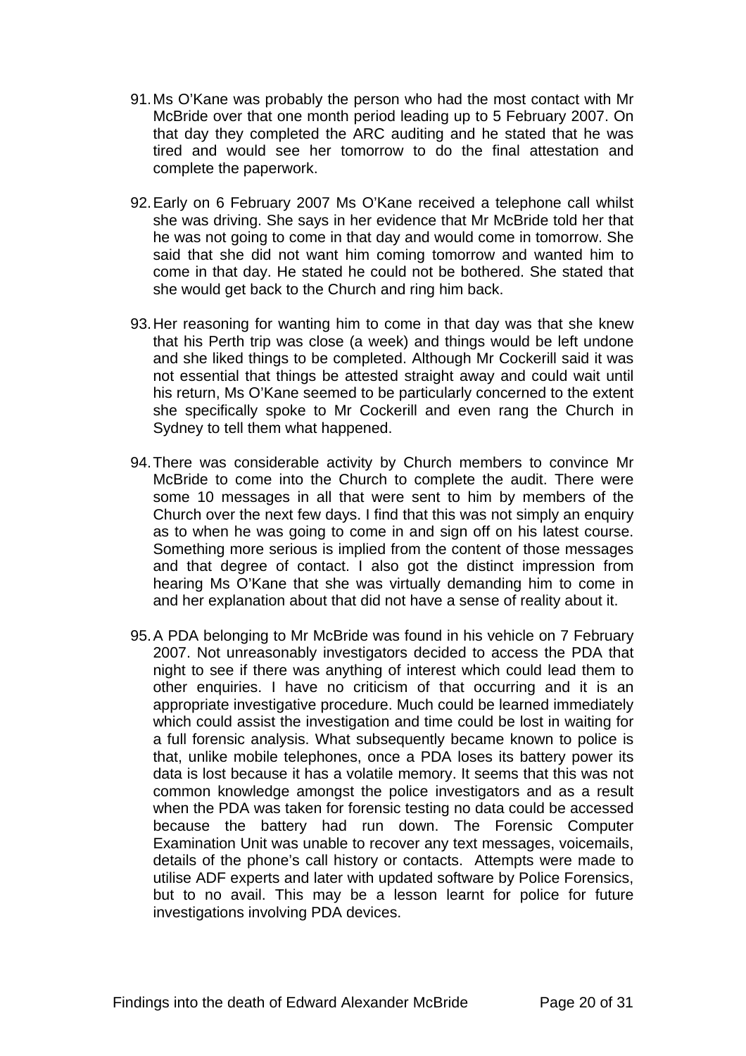91. Ms O'Kane was probably the person who had the most contact with Mr McBride over that one month period leading up to 5 February 2007. On that day they completed the ARC auditing and he stated that he was tired and would see her tomorrow to do the final attestation and complete the paperwork.

92. Early on 6 February 2007 Ms O'Kane received a telephone call whilst she was driving. She says in her evidence that Mr McBride told her that he was not going to come in that day and would come in tomorrow. She said that she did not want him coming tomorrow and wanted him to come in that day. He stated he could not be bothered. She stated that she would get back to the Church and ring him back.

93. Her reasoning for wanting him to come in that day was that she knew that his Perth trip was close (a week) and things would be left undone and she liked things to be completed. Although Mr Cockerill said it was not essential that things be attested straight away and could wait until his return, Ms O'Kane seemed to be particularly concerned to the extent she specifically spoke to Mr Cockerill and even rang the Church in Sydney to tell them what happened.

94. There was considerable activity by Church members to convince Mr McBride to come into the Church to complete the audit. There were some 10 messages in all that were sent to him by members of the Church over the next few days. I find that this was not simply an enquiry as to when he was going to come in and sign off on his latest course. Something more serious is implied from the content of those messages and that degree of contact. I also got the distinct impression from hearing Ms O'Kane that she was virtually demanding him to come in and her explanation about that did not have a sense of reality about it.

95. A PDA belonging to Mr McBride was found in his vehicle on 7 February 2007. Not unreasonably investigators decided to access the PDA that night to see if there was anything of interest which could lead them to other enquiries. I have no criticism of that occurring and it is an appropriate investigative procedure. Much could be learned immediately which could assist the investigation and time could be lost in waiting for a full forensic analysis. What subsequently became known to police is that, unlike mobile telephones, once a PDA loses its battery power its data is lost because it has a volatile memory. It seems that this was not common knowledge amongst the police investigators and as a result when the PDA was taken for forensic testing no data could be accessed because the battery had run down. The Forensic Computer Examination Unit was unable to recover any text messages, voicemails, details of the phone's call history or contacts. Attempts were made to utilise ADF experts and later with updated software by Police Forensics, but to no avail. This may be a lesson learnt for police for future investigations involving PDA devices.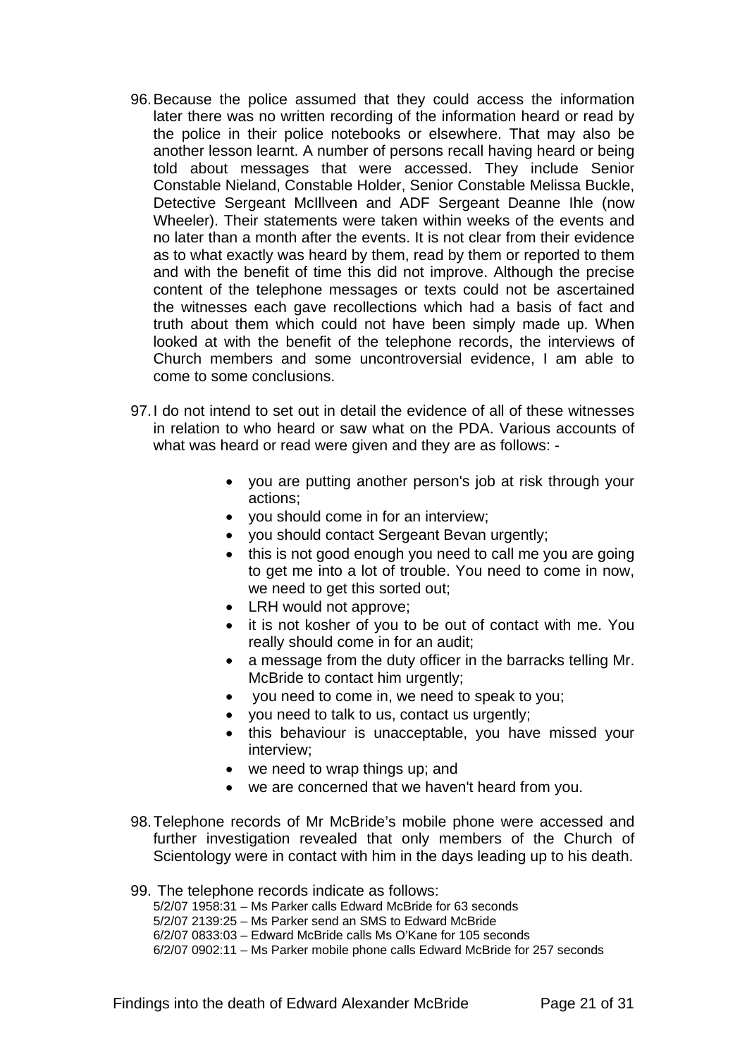96. Because the police assumed that they could access the information later there was no written recording of the information heard or read by the police in their police notebooks or elsewhere. That may also be another lesson learnt. A number of persons recall having heard or being told about messages that were accessed. They include Senior Constable Nieland, Constable Holder, Senior Constable Melissa Buckle, Detective Sergeant McIllveen and ADF Sergeant Deanne Ihle (now Wheeler). Their statements were taken within weeks of the events and no later than a month after the events. It is not clear from their evidence as to what exactly was heard by them, read by them or reported to them and with the benefit of time this did not improve. Although the precise content of the telephone messages or texts could not be ascertained the witnesses each gave recollections which had a basis of fact and truth about them which could not have been simply made up. When looked at with the benefit of the telephone records, the interviews of Church members and some uncontroversial evidence, I am able to come to some conclusions.

97. I do not intend to set out in detail the evidence of all of these witnesses in relation to who heard or saw what on the PDA. Various accounts of what was heard or read were given and they are as follows: -

- you are putting another person's job at risk through your actions;
- you should come in for an interview;
- you should contact Sergeant Bevan urgently;
- this is not good enough you need to call me you are going to get me into a lot of trouble. You need to come in now, we need to get this sorted out;
- LRH would not approve;
- it is not kosher of you to be out of contact with me. You really should come in for an audit;
- a message from the duty officer in the barracks telling Mr. McBride to contact him urgently;
- you need to come in, we need to speak to you;
- you need to talk to us, contact us urgently;
- this behaviour is unacceptable, you have missed your interview;
- we need to wrap things up; and
- we are concerned that we haven't heard from you.

98. Telephone records of Mr McBride's mobile phone were accessed and further investigation revealed that only members of the Church of Scientology were in contact with him in the days leading up to his death.

99. The telephone records indicate as follows:

5/2/07 1958:31 – Ms Parker calls Edward McBride for 63 seconds
5/2/07 2139:25 – Ms Parker send an SMS to Edward McBride
6/2/07 0833:03 – Edward McBride calls Ms O'Kane for 105 seconds
6/2/07 0902:11 – Ms Parker mobile phone calls Edward McBride for 257 seconds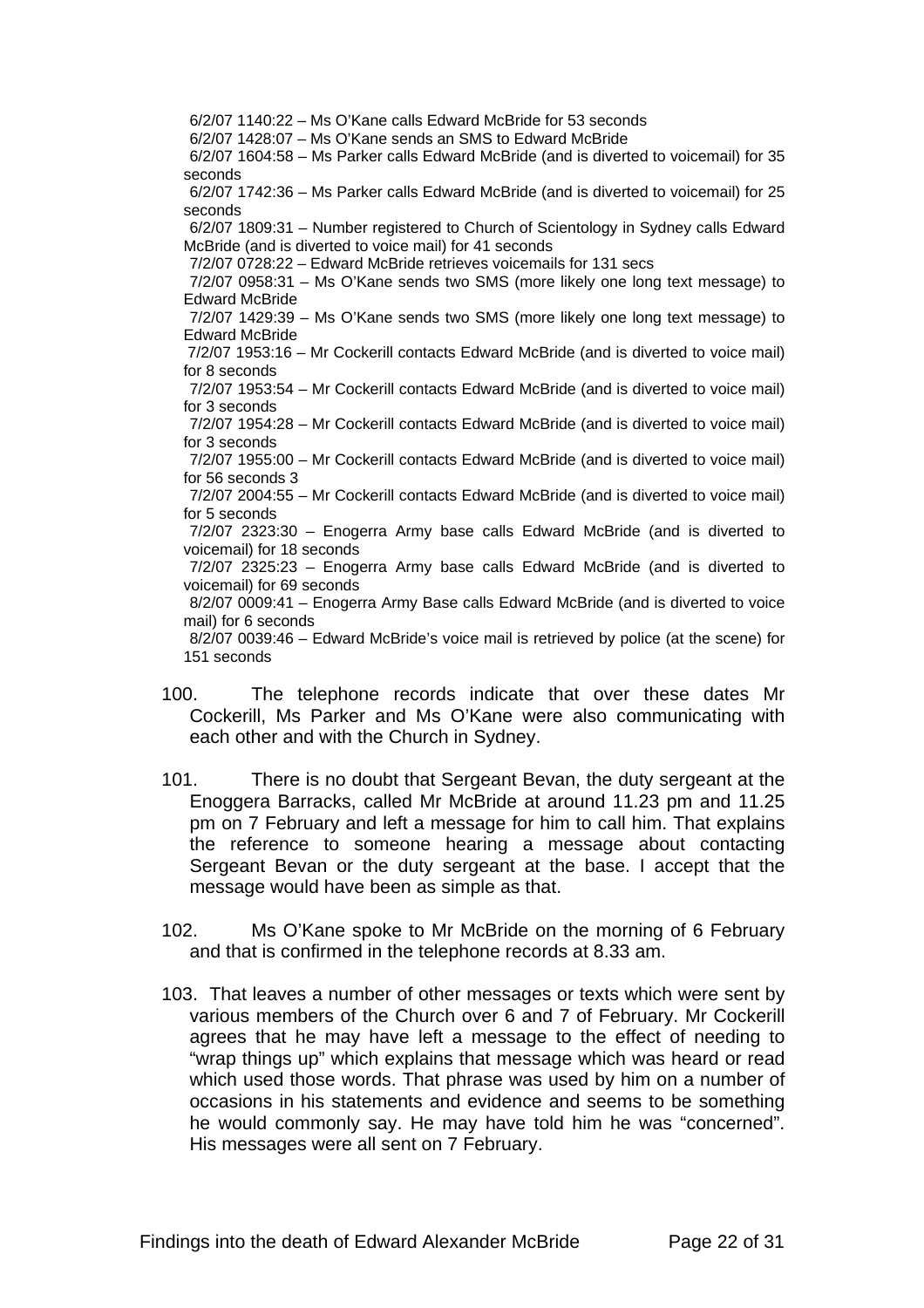6/2/07 1140:22 – Ms O'Kane calls Edward McBride for 53 seconds

6/2/07 1428:07 – Ms O'Kane sends an SMS to Edward McBride

6/2/07 1604:58 – Ms Parker calls Edward McBride (and is diverted to voicemail) for 35 seconds

6/2/07 1742:36 – Ms Parker calls Edward McBride (and is diverted to voicemail) for 25 seconds

6/2/07 1809:31 – Number registered to Church of Scientology in Sydney calls Edward McBride (and is diverted to voice mail) for 41 seconds

7/2/07 0728:22 – Edward McBride retrieves voicemails for 131 secs

7/2/07 0958:31 – Ms O'Kane sends two SMS (more likely one long text message) to Edward McBride

7/2/07 1429:39 – Ms O'Kane sends two SMS (more likely one long text message) to Edward McBride

7/2/07 1953:16 – Mr Cockerill contacts Edward McBride (and is diverted to voice mail) for 8 seconds

7/2/07 1953:54 – Mr Cockerill contacts Edward McBride (and is diverted to voice mail) for 3 seconds

7/2/07 1954:28 – Mr Cockerill contacts Edward McBride (and is diverted to voice mail) for 3 seconds

7/2/07 1955:00 – Mr Cockerill contacts Edward McBride (and is diverted to voice mail) for 56 seconds 3

7/2/07 2004:55 – Mr Cockerill contacts Edward McBride (and is diverted to voice mail) for 5 seconds

7/2/07 2323:30 – Enogerra Army base calls Edward McBride (and is diverted to voicemail) for 18 seconds

7/2/07 2325:23 – Enogerra Army base calls Edward McBride (and is diverted to voicemail) for 69 seconds

8/2/07 0009:41 – Enogerra Army Base calls Edward McBride (and is diverted to voice mail) for 6 seconds

8/2/07 0039:46 – Edward McBride's voice mail is retrieved by police (at the scene) for 151 seconds

100. The telephone records indicate that over these dates Mr Cockerill, Ms Parker and Ms O'Kane were also communicating with each other and with the Church in Sydney.

101. There is no doubt that Sergeant Bevan, the duty sergeant at the Enoggera Barracks, called Mr McBride at around 11.23 pm and 11.25 pm on 7 February and left a message for him to call him. That explains the reference to someone hearing a message about contacting Sergeant Bevan or the duty sergeant at the base. I accept that the message would have been as simple as that.

102. Ms O'Kane spoke to Mr McBride on the morning of 6 February and that is confirmed in the telephone records at 8.33 am.

103. That leaves a number of other messages or texts which were sent by various members of the Church over 6 and 7 of February. Mr Cockerill agrees that he may have left a message to the effect of needing to "wrap things up" which explains that message which was heard or read which used those words. That phrase was used by him on a number of occasions in his statements and evidence and seems to be something he would commonly say. He may have told him he was "concerned". His messages were all sent on 7 February.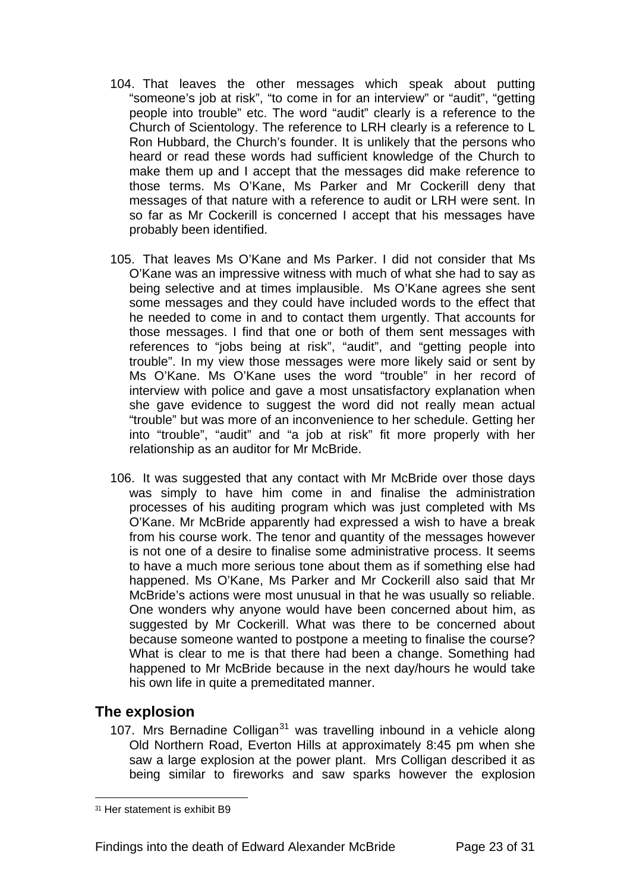104. That leaves the other messages which speak about putting "someone's job at risk", "to come in for an interview" or "audit", "getting people into trouble" etc. The word "audit" clearly is a reference to the Church of Scientology. The reference to LRH clearly is a reference to L Ron Hubbard, the Church's founder. It is unlikely that the persons who heard or read these words had sufficient knowledge of the Church to make them up and I accept that the messages did make reference to those terms. Ms O'Kane, Ms Parker and Mr Cockerill deny that messages of that nature with a reference to audit or LRH were sent. In so far as Mr Cockerill is concerned I accept that his messages have probably been identified.

105. That leaves Ms O'Kane and Ms Parker. I did not consider that Ms O'Kane was an impressive witness with much of what she had to say as being selective and at times implausible. Ms O'Kane agrees she sent some messages and they could have included words to the effect that he needed to come in and to contact them urgently. That accounts for those messages. I find that one or both of them sent messages with references to "jobs being at risk", "audit", and "getting people into trouble". In my view those messages were more likely said or sent by Ms O'Kane. Ms O'Kane uses the word "trouble" in her record of interview with police and gave a most unsatisfactory explanation when she gave evidence to suggest the word did not really mean actual "trouble" but was more of an inconvenience to her schedule. Getting her into "trouble", "audit" and "a job at risk" fit more properly with her relationship as an auditor for Mr McBride.

106. It was suggested that any contact with Mr McBride over those days was simply to have him come in and finalise the administration processes of his auditing program which was just completed with Ms O'Kane. Mr McBride apparently had expressed a wish to have a break from his course work. The tenor and quantity of the messages however is not one of a desire to finalise some administrative process. It seems to have a much more serious tone about them as if something else had happened. Ms O'Kane, Ms Parker and Mr Cockerill also said that Mr McBride's actions were most unusual in that he was usually so reliable. One wonders why anyone would have been concerned about him, as suggested by Mr Cockerill. What was there to be concerned about because someone wanted to postpone a meeting to finalise the course? What is clear to me is that there had been a change. Something had happened to Mr McBride because in the next day/hours he would take his own life in quite a premeditated manner.

## The explosion

107. Mrs Bernadine Colligan[31] was travelling inbound in a vehicle along Old Northern Road, Everton Hills at approximately 8:45 pm when she saw a large explosion at the power plant. Mrs Colligan described it as being similar to fireworks and saw sparks however the explosion

[31] Her statement is exhibit B9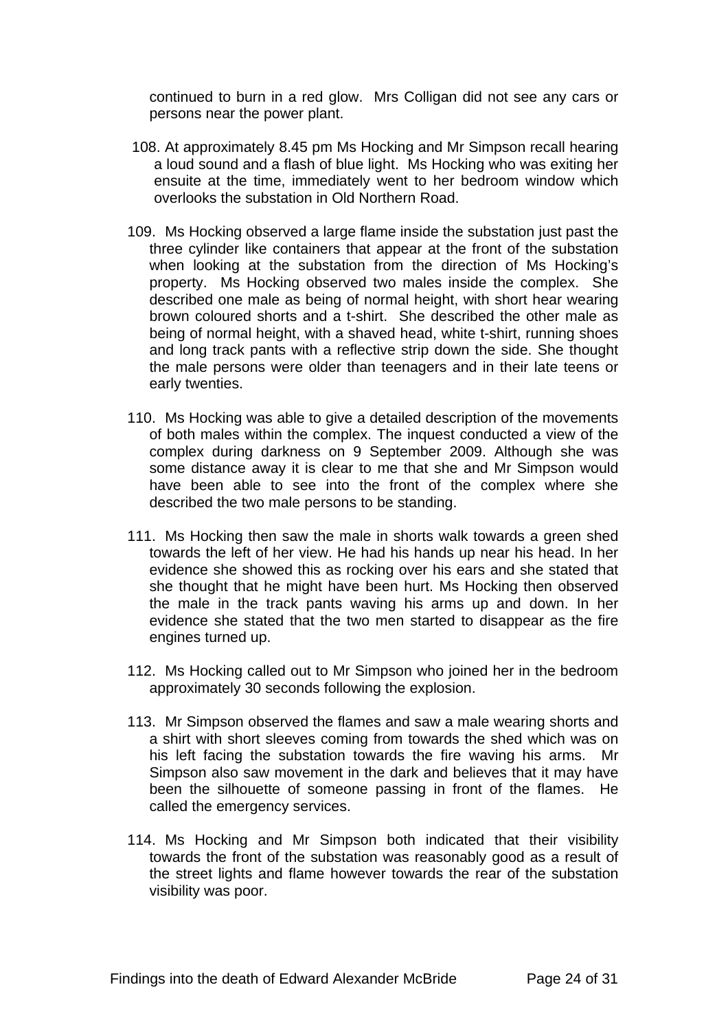continued to burn in a red glow. Mrs Colligan did not see any cars or persons near the power plant.

108. At approximately 8.45 pm Ms Hocking and Mr Simpson recall hearing a loud sound and a flash of blue light. Ms Hocking who was exiting her ensuite at the time, immediately went to her bedroom window which overlooks the substation in Old Northern Road.

109. Ms Hocking observed a large flame inside the substation just past the three cylinder like containers that appear at the front of the substation when looking at the substation from the direction of Ms Hocking's property. Ms Hocking observed two males inside the complex. She described one male as being of normal height, with short hear wearing brown coloured shorts and a t-shirt. She described the other male as being of normal height, with a shaved head, white t-shirt, running shoes and long track pants with a reflective strip down the side. She thought the male persons were older than teenagers and in their late teens or early twenties.

110. Ms Hocking was able to give a detailed description of the movements of both males within the complex. The inquest conducted a view of the complex during darkness on 9 September 2009. Although she was some distance away it is clear to me that she and Mr Simpson would have been able to see into the front of the complex where she described the two male persons to be standing.

111. Ms Hocking then saw the male in shorts walk towards a green shed towards the left of her view. He had his hands up near his head. In her evidence she showed this as rocking over his ears and she stated that she thought that he might have been hurt. Ms Hocking then observed the male in the track pants waving his arms up and down. In her evidence she stated that the two men started to disappear as the fire engines turned up.

112. Ms Hocking called out to Mr Simpson who joined her in the bedroom approximately 30 seconds following the explosion.

113. Mr Simpson observed the flames and saw a male wearing shorts and a shirt with short sleeves coming from towards the shed which was on his left facing the substation towards the fire waving his arms. Mr Simpson also saw movement in the dark and believes that it may have been the silhouette of someone passing in front of the flames. He called the emergency services.

114. Ms Hocking and Mr Simpson both indicated that their visibility towards the front of the substation was reasonably good as a result of the street lights and flame however towards the rear of the substation visibility was poor.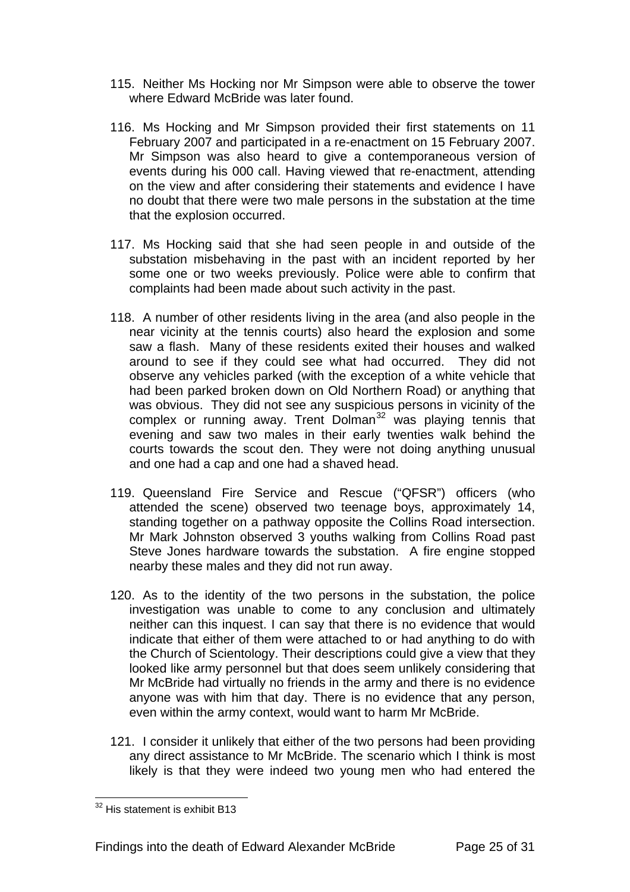115. Neither Ms Hocking nor Mr Simpson were able to observe the tower where Edward McBride was later found.

116. Ms Hocking and Mr Simpson provided their first statements on 11 February 2007 and participated in a re-enactment on 15 February 2007. Mr Simpson was also heard to give a contemporaneous version of events during his 000 call. Having viewed that re-enactment, attending on the view and after considering their statements and evidence I have no doubt that there were two male persons in the substation at the time that the explosion occurred.

117. Ms Hocking said that she had seen people in and outside of the substation misbehaving in the past with an incident reported by her some one or two weeks previously. Police were able to confirm that complaints had been made about such activity in the past.

118. A number of other residents living in the area (and also people in the near vicinity at the tennis courts) also heard the explosion and some saw a flash. Many of these residents exited their houses and walked around to see if they could see what had occurred. They did not observe any vehicles parked (with the exception of a white vehicle that had been parked broken down on Old Northern Road) or anything that was obvious. They did not see any suspicious persons in vicinity of the complex or running away. Trent Dolman[32] was playing tennis that evening and saw two males in their early twenties walk behind the courts towards the scout den. They were not doing anything unusual and one had a cap and one had a shaved head.

119. Queensland Fire Service and Rescue ("QFSR") officers (who attended the scene) observed two teenage boys, approximately 14, standing together on a pathway opposite the Collins Road intersection. Mr Mark Johnston observed 3 youths walking from Collins Road past Steve Jones hardware towards the substation. A fire engine stopped nearby these males and they did not run away.

120. As to the identity of the two persons in the substation, the police investigation was unable to come to any conclusion and ultimately neither can this inquest. I can say that there is no evidence that would indicate that either of them were attached to or had anything to do with the Church of Scientology. Their descriptions could give a view that they looked like army personnel but that does seem unlikely considering that Mr McBride had virtually no friends in the army and there is no evidence anyone was with him that day. There is no evidence that any person, even within the army context, would want to harm Mr McBride.

121. I consider it unlikely that either of the two persons had been providing any direct assistance to Mr McBride. The scenario which I think is most likely is that they were indeed two young men who had entered the

[32] His statement is exhibit B13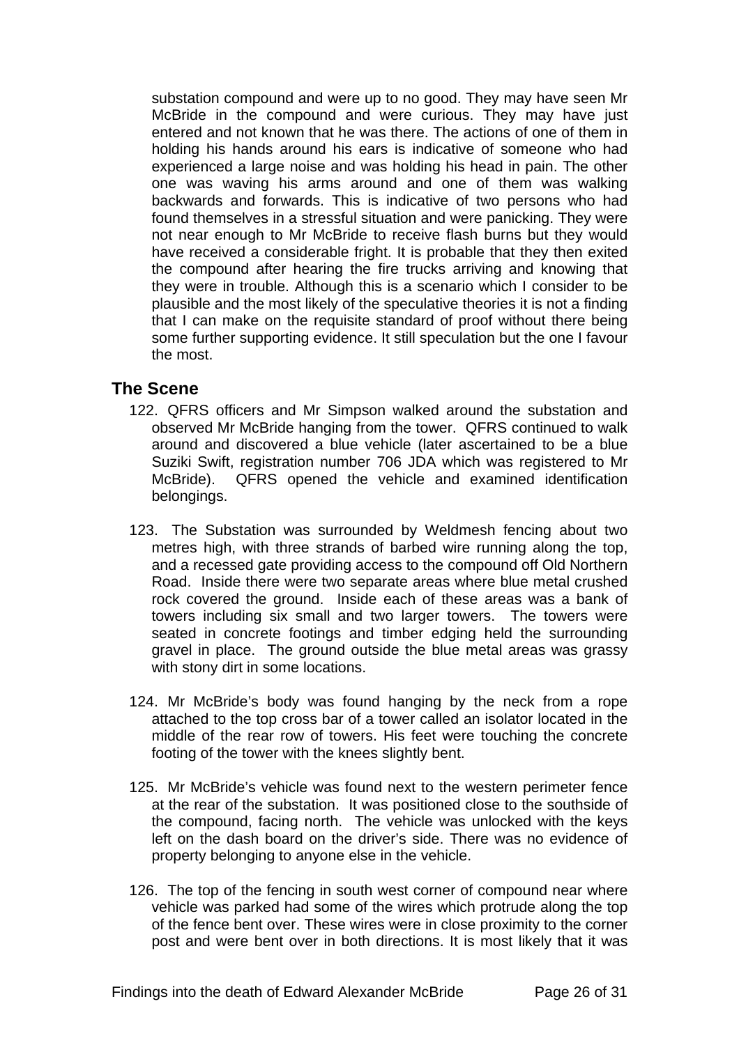substation compound and were up to no good. They may have seen Mr McBride in the compound and were curious. They may have just entered and not known that he was there. The actions of one of them in holding his hands around his ears is indicative of someone who had experienced a large noise and was holding his head in pain. The other one was waving his arms around and one of them was walking backwards and forwards. This is indicative of two persons who had found themselves in a stressful situation and were panicking. They were not near enough to Mr McBride to receive flash burns but they would have received a considerable fright. It is probable that they then exited the compound after hearing the fire trucks arriving and knowing that they were in trouble. Although this is a scenario which I consider to be plausible and the most likely of the speculative theories it is not a finding that I can make on the requisite standard of proof without there being some further supporting evidence. It still speculation but the one I favour the most.

## The Scene

122. QFRS officers and Mr Simpson walked around the substation and observed Mr McBride hanging from the tower. QFRS continued to walk around and discovered a blue vehicle (later ascertained to be a blue Suziki Swift, registration number 706 JDA which was registered to Mr McBride). QFRS opened the vehicle and examined identification belongings.

123. The Substation was surrounded by Weldmesh fencing about two metres high, with three strands of barbed wire running along the top, and a recessed gate providing access to the compound off Old Northern Road. Inside there were two separate areas where blue metal crushed rock covered the ground. Inside each of these areas was a bank of towers including six small and two larger towers. The towers were seated in concrete footings and timber edging held the surrounding gravel in place. The ground outside the blue metal areas was grassy with stony dirt in some locations.

124. Mr McBride's body was found hanging by the neck from a rope attached to the top cross bar of a tower called an isolator located in the middle of the rear row of towers. His feet were touching the concrete footing of the tower with the knees slightly bent.

125. Mr McBride's vehicle was found next to the western perimeter fence at the rear of the substation. It was positioned close to the southside of the compound, facing north. The vehicle was unlocked with the keys left on the dash board on the driver's side. There was no evidence of property belonging to anyone else in the vehicle.

126. The top of the fencing in south west corner of compound near where vehicle was parked had some of the wires which protrude along the top of the fence bent over. These wires were in close proximity to the corner post and were bent over in both directions. It is most likely that it was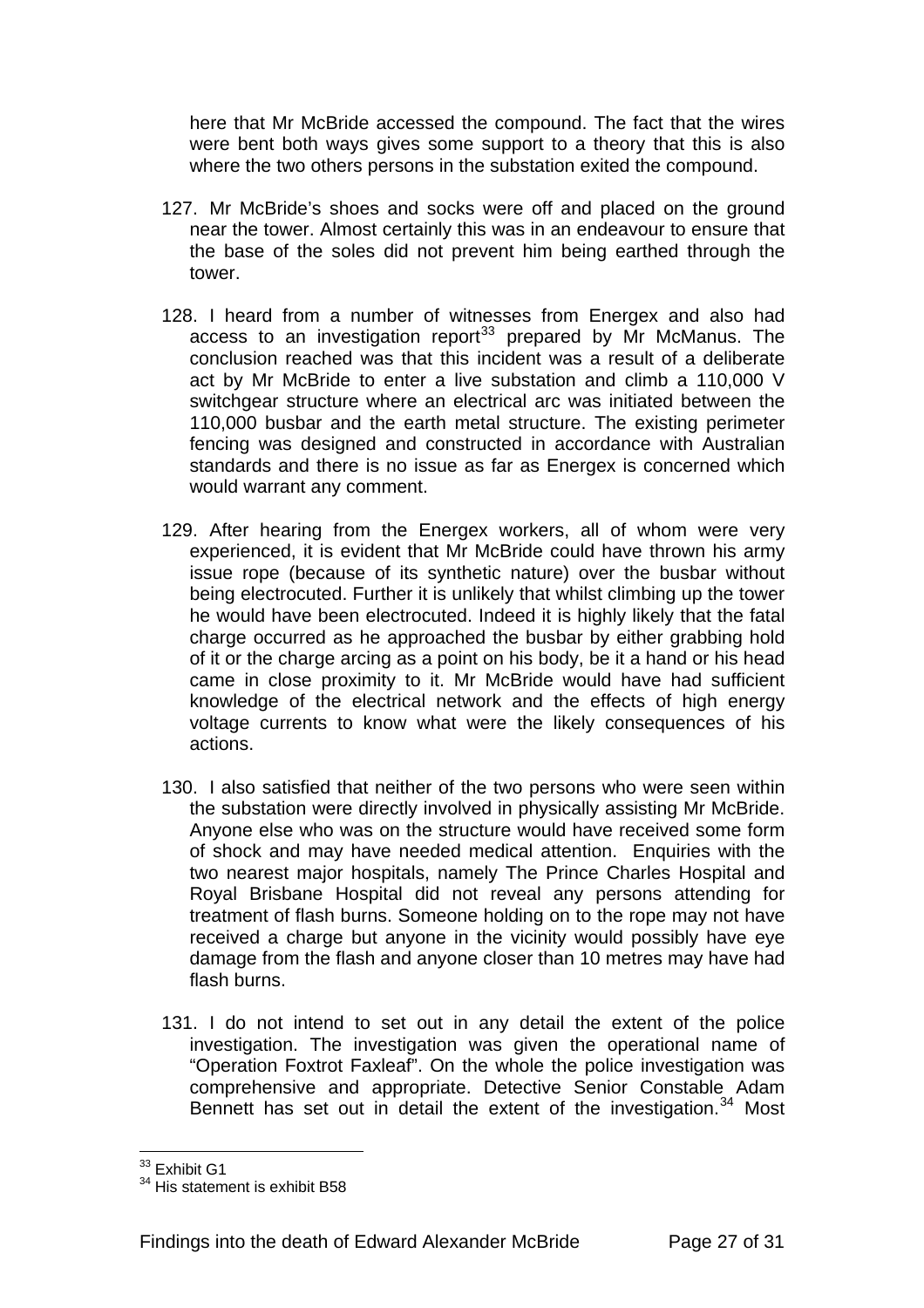here that Mr McBride accessed the compound. The fact that the wires were bent both ways gives some support to a theory that this is also where the two others persons in the substation exited the compound.

127. Mr McBride's shoes and socks were off and placed on the ground near the tower. Almost certainly this was in an endeavour to ensure that the base of the soles did not prevent him being earthed through the tower.

128. I heard from a number of witnesses from Energex and also had access to an investigation report[33] prepared by Mr McManus. The conclusion reached was that this incident was a result of a deliberate act by Mr McBride to enter a live substation and climb a 110,000 V switchgear structure where an electrical arc was initiated between the 110,000 busbar and the earth metal structure. The existing perimeter fencing was designed and constructed in accordance with Australian standards and there is no issue as far as Energex is concerned which would warrant any comment.

129. After hearing from the Energex workers, all of whom were very experienced, it is evident that Mr McBride could have thrown his army issue rope (because of its synthetic nature) over the busbar without being electrocuted. Further it is unlikely that whilst climbing up the tower he would have been electrocuted. Indeed it is highly likely that the fatal charge occurred as he approached the busbar by either grabbing hold of it or the charge arcing as a point on his body, be it a hand or his head came in close proximity to it. Mr McBride would have had sufficient knowledge of the electrical network and the effects of high energy voltage currents to know what were the likely consequences of his actions.

130. I also satisfied that neither of the two persons who were seen within the substation were directly involved in physically assisting Mr McBride. Anyone else who was on the structure would have received some form of shock and may have needed medical attention. Enquiries with the two nearest major hospitals, namely The Prince Charles Hospital and Royal Brisbane Hospital did not reveal any persons attending for treatment of flash burns. Someone holding on to the rope may not have received a charge but anyone in the vicinity would possibly have eye damage from the flash and anyone closer than 10 metres may have had flash burns.

131. I do not intend to set out in any detail the extent of the police investigation. The investigation was given the operational name of "Operation Foxtrot Faxleaf". On the whole the police investigation was comprehensive and appropriate. Detective Senior Constable Adam Bennett has set out in detail the extent of the investigation.[34] Most

---

[33] Exhibit G1

[34] His statement is exhibit B58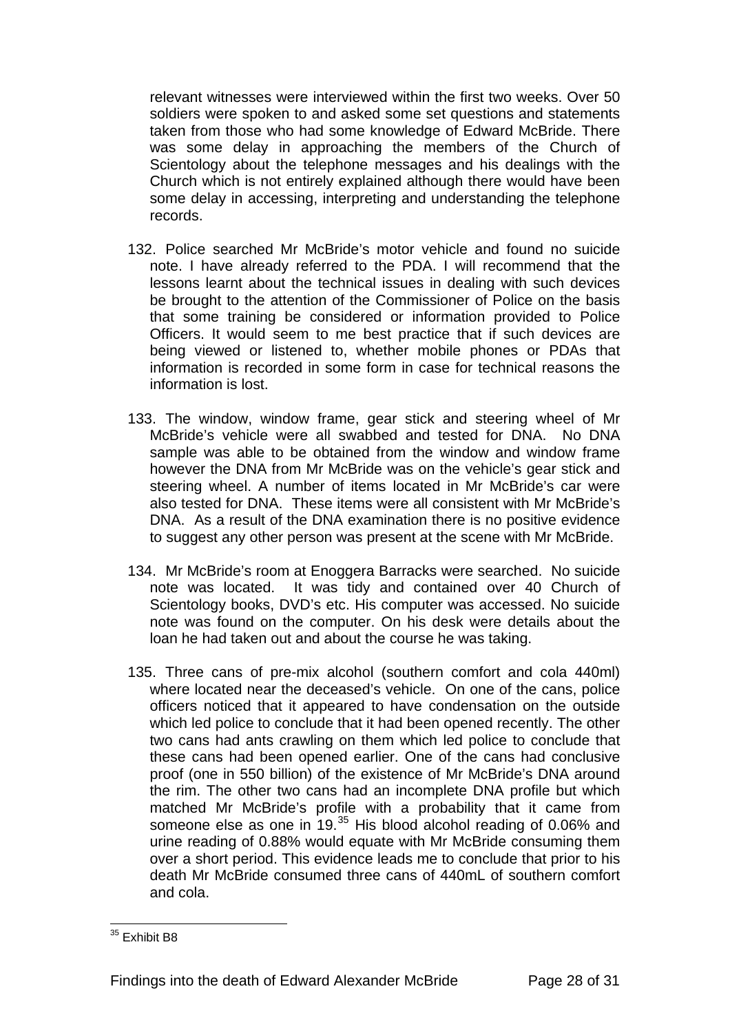relevant witnesses were interviewed within the first two weeks. Over 50 soldiers were spoken to and asked some set questions and statements taken from those who had some knowledge of Edward McBride. There was some delay in approaching the members of the Church of Scientology about the telephone messages and his dealings with the Church which is not entirely explained although there would have been some delay in accessing, interpreting and understanding the telephone records.

132. Police searched Mr McBride's motor vehicle and found no suicide note. I have already referred to the PDA. I will recommend that the lessons learnt about the technical issues in dealing with such devices be brought to the attention of the Commissioner of Police on the basis that some training be considered or information provided to Police Officers. It would seem to me best practice that if such devices are being viewed or listened to, whether mobile phones or PDAs that information is recorded in some form in case for technical reasons the information is lost.

133. The window, window frame, gear stick and steering wheel of Mr McBride's vehicle were all swabbed and tested for DNA. No DNA sample was able to be obtained from the window and window frame however the DNA from Mr McBride was on the vehicle's gear stick and steering wheel. A number of items located in Mr McBride's car were also tested for DNA. These items were all consistent with Mr McBride's DNA. As a result of the DNA examination there is no positive evidence to suggest any other person was present at the scene with Mr McBride.

134. Mr McBride's room at Enoggera Barracks were searched. No suicide note was located. It was tidy and contained over 40 Church of Scientology books, DVD's etc. His computer was accessed. No suicide note was found on the computer. On his desk were details about the loan he had taken out and about the course he was taking.

135. Three cans of pre-mix alcohol (southern comfort and cola 440ml) where located near the deceased's vehicle. On one of the cans, police officers noticed that it appeared to have condensation on the outside which led police to conclude that it had been opened recently. The other two cans had ants crawling on them which led police to conclude that these cans had been opened earlier. One of the cans had conclusive proof (one in 550 billion) of the existence of Mr McBride's DNA around the rim. The other two cans had an incomplete DNA profile but which matched Mr McBride's profile with a probability that it came from someone else as one in 19.[35] His blood alcohol reading of 0.06% and urine reading of 0.88% would equate with Mr McBride consuming them over a short period. This evidence leads me to conclude that prior to his death Mr McBride consumed three cans of 440mL of southern comfort and cola.

---

[35] Exhibit B8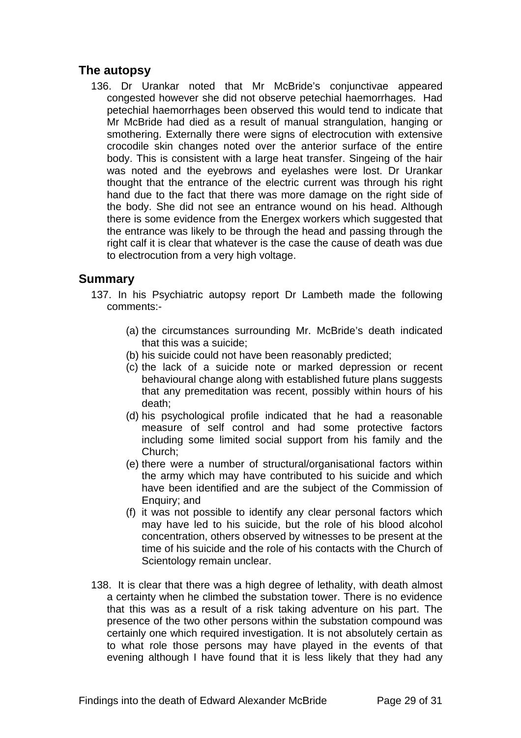## The autopsy

136. Dr Urankar noted that Mr McBride's conjunctivae appeared congested however she did not observe petechial haemorrhages. Had petechial haemorrhages been observed this would tend to indicate that Mr McBride had died as a result of manual strangulation, hanging or smothering. Externally there were signs of electrocution with extensive crocodile skin changes noted over the anterior surface of the entire body. This is consistent with a large heat transfer. Singeing of the hair was noted and the eyebrows and eyelashes were lost. Dr Urankar thought that the entrance of the electric current was through his right hand due to the fact that there was more damage on the right side of the body. She did not see an entrance wound on his head. Although there is some evidence from the Energex workers which suggested that the entrance was likely to be through the head and passing through the right calf it is clear that whatever is the case the cause of death was due to electrocution from a very high voltage.

## Summary

137. In his Psychiatric autopsy report Dr Lambeth made the following comments:-

   (a) the circumstances surrounding Mr. McBride's death indicated that this was a suicide;
   (b) his suicide could not have been reasonably predicted;
   (c) the lack of a suicide note or marked depression or recent behavioural change along with established future plans suggests that any premeditation was recent, possibly within hours of his death;
   (d) his psychological profile indicated that he had a reasonable measure of self control and had some protective factors including some limited social support from his family and the Church;
   (e) there were a number of structural/organisational factors within the army which may have contributed to his suicide and which have been identified and are the subject of the Commission of Enquiry; and
   (f) it was not possible to identify any clear personal factors which may have led to his suicide, but the role of his blood alcohol concentration, others observed by witnesses to be present at the time of his suicide and the role of his contacts with the Church of Scientology remain unclear.

138. It is clear that there was a high degree of lethality, with death almost a certainty when he climbed the substation tower. There is no evidence that this was as a result of a risk taking adventure on his part. The presence of the two other persons within the substation compound was certainly one which required investigation. It is not absolutely certain as to what role those persons may have played in the events of that evening although I have found that it is less likely that they had any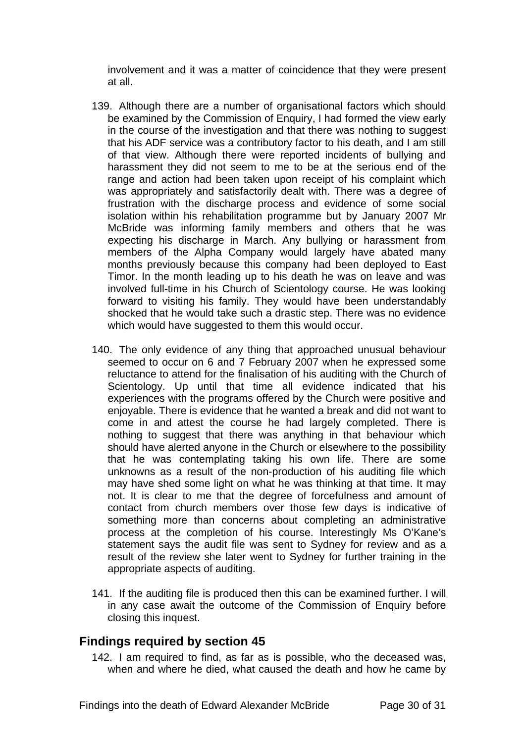involvement and it was a matter of coincidence that they were present at all.

139. Although there are a number of organisational factors which should be examined by the Commission of Enquiry, I had formed the view early in the course of the investigation and that there was nothing to suggest that his ADF service was a contributory factor to his death, and I am still of that view. Although there were reported incidents of bullying and harassment they did not seem to me to be at the serious end of the range and action had been taken upon receipt of his complaint which was appropriately and satisfactorily dealt with. There was a degree of frustration with the discharge process and evidence of some social isolation within his rehabilitation programme but by January 2007 Mr McBride was informing family members and others that he was expecting his discharge in March. Any bullying or harassment from members of the Alpha Company would largely have abated many months previously because this company had been deployed to East Timor. In the month leading up to his death he was on leave and was involved full-time in his Church of Scientology course. He was looking forward to visiting his family. They would have been understandably shocked that he would take such a drastic step. There was no evidence which would have suggested to them this would occur.

140. The only evidence of any thing that approached unusual behaviour seemed to occur on 6 and 7 February 2007 when he expressed some reluctance to attend for the finalisation of his auditing with the Church of Scientology. Up until that time all evidence indicated that his experiences with the programs offered by the Church were positive and enjoyable. There is evidence that he wanted a break and did not want to come in and attest the course he had largely completed. There is nothing to suggest that there was anything in that behaviour which should have alerted anyone in the Church or elsewhere to the possibility that he was contemplating taking his own life. There are some unknowns as a result of the non-production of his auditing file which may have shed some light on what he was thinking at that time. It may not. It is clear to me that the degree of forcefulness and amount of contact from church members over those few days is indicative of something more than concerns about completing an administrative process at the completion of his course. Interestingly Ms O'Kane's statement says the audit file was sent to Sydney for review and as a result of the review she later went to Sydney for further training in the appropriate aspects of auditing.

141. If the auditing file is produced then this can be examined further. I will in any case await the outcome of the Commission of Enquiry before closing this inquest.

## Findings required by section 45

142. I am required to find, as far as is possible, who the deceased was, when and where he died, what caused the death and how he came by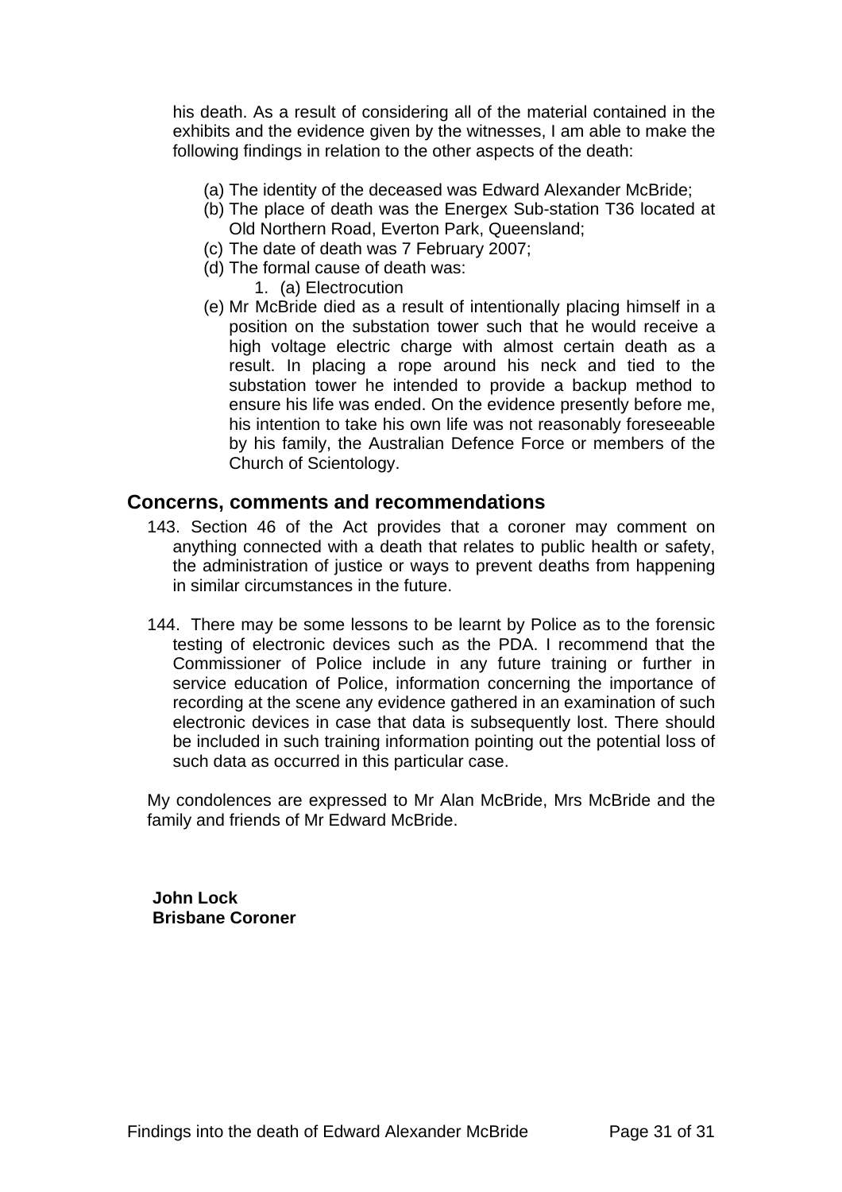his death. As a result of considering all of the material contained in the exhibits and the evidence given by the witnesses, I am able to make the following findings in relation to the other aspects of the death:

(a) The identity of the deceased was Edward Alexander McBride;
(b) The place of death was the Energex Sub-station T36 located at Old Northern Road, Everton Park, Queensland;
(c) The date of death was 7 February 2007;
(d) The formal cause of death was:
    1. (a) Electrocution
(e) Mr McBride died as a result of intentionally placing himself in a position on the substation tower such that he would receive a high voltage electric charge with almost certain death as a result. In placing a rope around his neck and tied to the substation tower he intended to provide a backup method to ensure his life was ended. On the evidence presently before me, his intention to take his own life was not reasonably foreseeable by his family, the Australian Defence Force or members of the Church of Scientology.

## Concerns, comments and recommendations

143. Section 46 of the Act provides that a coroner may comment on anything connected with a death that relates to public health or safety, the administration of justice or ways to prevent deaths from happening in similar circumstances in the future.

144. There may be some lessons to be learnt by Police as to the forensic testing of electronic devices such as the PDA. I recommend that the Commissioner of Police include in any future training or further in service education of Police, information concerning the importance of recording at the scene any evidence gathered in an examination of such electronic devices in case that data is subsequently lost. There should be included in such training information pointing out the potential loss of such data as occurred in this particular case.

My condolences are expressed to Mr Alan McBride, Mrs McBride and the family and friends of Mr Edward McBride.

**John Lock**
**Brisbane Coroner**